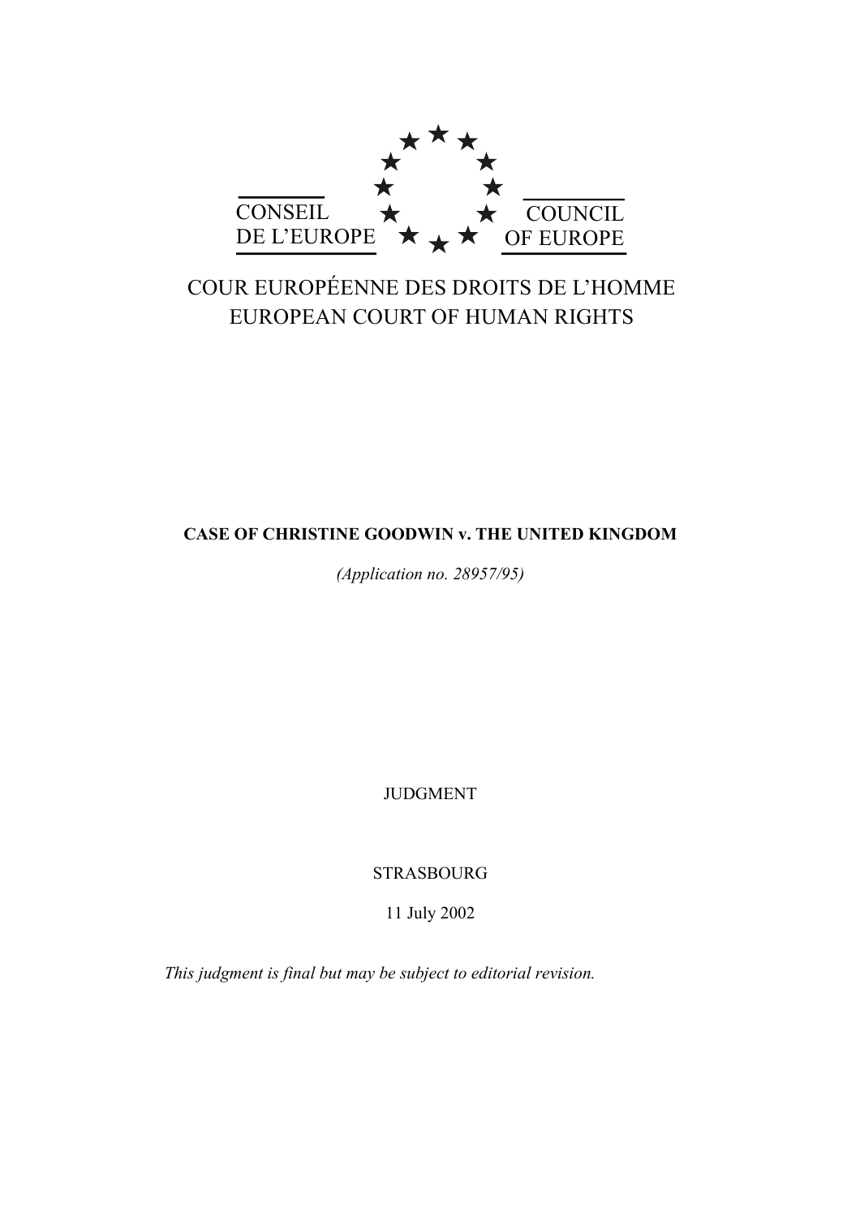CONSEIL DE L'EUROPE

COUNCIL OF EUROPE

COUR EUROPÉENNE DES DROITS DE L'HOMME

EUROPEAN COURT OF HUMAN RIGHTS

**CASE OF CHRISTINE GOODWIN v. THE UNITED KINGDOM**

*(Application no. 28957/95)*

JUDGMENT

STRASBOURG

11 July 2002

*This judgment is final but may be subject to editorial revision.*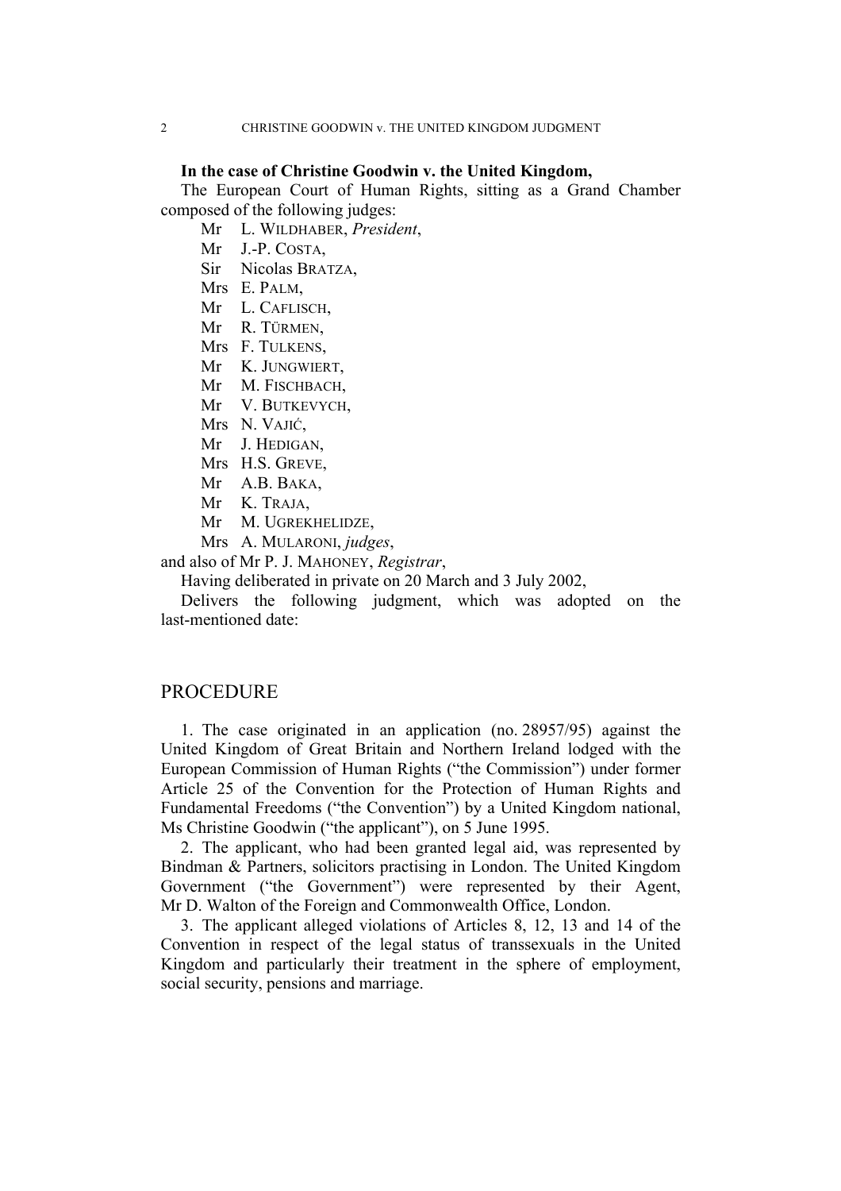**In the case of Christine Goodwin v. the United Kingdom,**

The European Court of Human Rights, sitting as a Grand Chamber composed of the following judges:

Mr L. WILDHABER, *President*,
Mr J.-P. COSTA,
Sir Nicolas BRATZA,
Mrs E. PALM,
Mr L. CAFLISCH,
Mr R. TÜRMEN,
Mrs F. TULKENS,
Mr K. JUNGWIERT,
Mr M. FISCHBACH,
Mr V. BUTKEVYCH,
Mrs N. VAJIĆ,
Mr J. HEDIGAN,
Mrs H.S. GREVE,
Mr A.B. BAKA,
Mr K. TRAJA,
Mr M. UGREKHELIDZE,
Mrs A. MULARONI, *judges*,

and also of Mr P. J. MAHONEY, *Registrar*,

Having deliberated in private on 20 March and 3 July 2002,

Delivers the following judgment, which was adopted on the last-mentioned date:

## PROCEDURE

1. The case originated in an application (no. 28957/95) against the United Kingdom of Great Britain and Northern Ireland lodged with the European Commission of Human Rights ("the Commission") under former Article 25 of the Convention for the Protection of Human Rights and Fundamental Freedoms ("the Convention") by a United Kingdom national, Ms Christine Goodwin ("the applicant"), on 5 June 1995.

2. The applicant, who had been granted legal aid, was represented by Bindman & Partners, solicitors practising in London. The United Kingdom Government ("the Government") were represented by their Agent, Mr D. Walton of the Foreign and Commonwealth Office, London.

3. The applicant alleged violations of Articles 8, 12, 13 and 14 of the Convention in respect of the legal status of transsexuals in the United Kingdom and particularly their treatment in the sphere of employment, social security, pensions and marriage.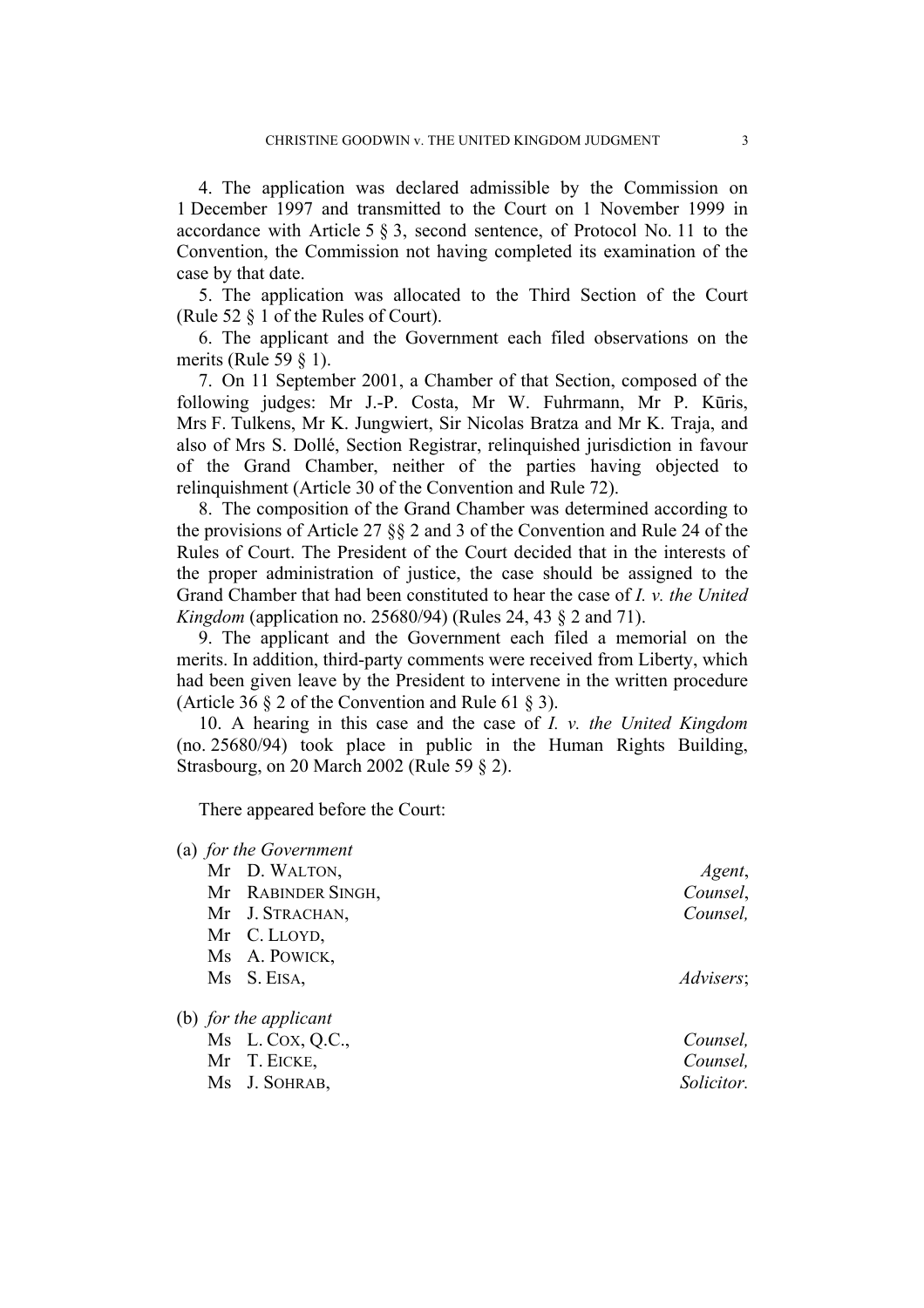4. The application was declared admissible by the Commission on 1 December 1997 and transmitted to the Court on 1 November 1999 in accordance with Article 5 § 3, second sentence, of Protocol No. 11 to the Convention, the Commission not having completed its examination of the case by that date.

5. The application was allocated to the Third Section of the Court (Rule 52 § 1 of the Rules of Court).

6. The applicant and the Government each filed observations on the merits (Rule 59 § 1).

7. On 11 September 2001, a Chamber of that Section, composed of the following judges: Mr J.-P. Costa, Mr W. Fuhrmann, Mr P. Kūris, Mrs F. Tulkens, Mr K. Jungwiert, Sir Nicolas Bratza and Mr K. Traja, and also of Mrs S. Dollé, Section Registrar, relinquished jurisdiction in favour of the Grand Chamber, neither of the parties having objected to relinquishment (Article 30 of the Convention and Rule 72).

8. The composition of the Grand Chamber was determined according to the provisions of Article 27 §§ 2 and 3 of the Convention and Rule 24 of the Rules of Court. The President of the Court decided that in the interests of the proper administration of justice, the case should be assigned to the Grand Chamber that had been constituted to hear the case of *I. v. the United Kingdom* (application no. 25680/94) (Rules 24, 43 § 2 and 71).

9. The applicant and the Government each filed a memorial on the merits. In addition, third-party comments were received from Liberty, which had been given leave by the President to intervene in the written procedure (Article 36 § 2 of the Convention and Rule 61 § 3).

10. A hearing in this case and the case of *I. v. the United Kingdom* (no. 25680/94) took place in public in the Human Rights Building, Strasbourg, on 20 March 2002 (Rule 59 § 2).

There appeared before the Court:

(a) *for the Government*

Mr D. WALTON, *Agent*,
Mr RABINDER SINGH, *Counsel*,
Mr J. STRACHAN, *Counsel,*
Mr C. LLOYD,
Ms A. POWICK,
Ms S. EISA, *Advisers*;

(b) *for the applicant*

Ms L. COX, Q.C., *Counsel,*
Mr T. EICKE, *Counsel,*
Ms J. SOHRAB, *Solicitor.*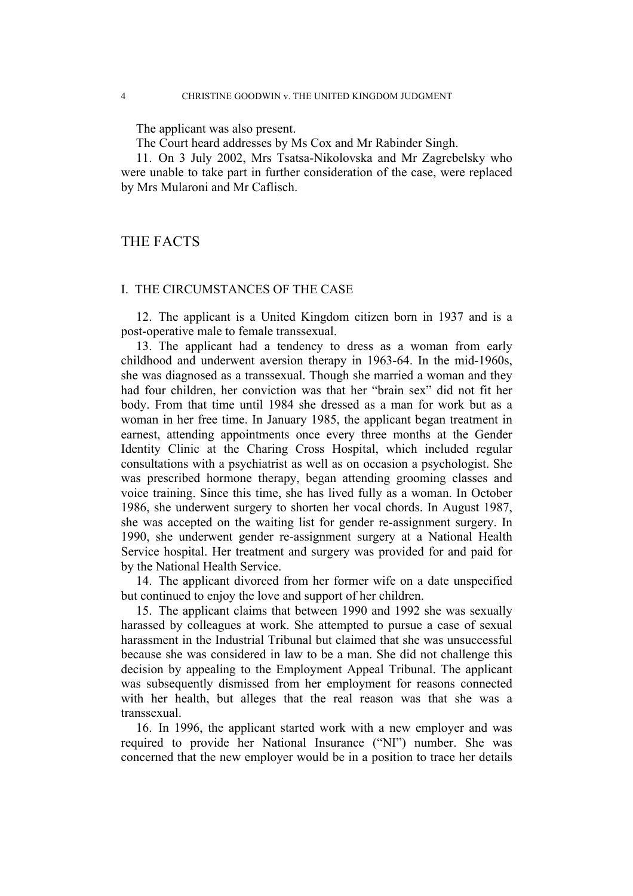The applicant was also present.

The Court heard addresses by Ms Cox and Mr Rabinder Singh.

11. On 3 July 2002, Mrs Tsatsa-Nikolovska and Mr Zagrebelsky who were unable to take part in further consideration of the case, were replaced by Mrs Mularoni and Mr Caflisch.

# THE FACTS

## I. THE CIRCUMSTANCES OF THE CASE

12. The applicant is a United Kingdom citizen born in 1937 and is a post-operative male to female transsexual.

13. The applicant had a tendency to dress as a woman from early childhood and underwent aversion therapy in 1963-64. In the mid-1960s, she was diagnosed as a transsexual. Though she married a woman and they had four children, her conviction was that her "brain sex" did not fit her body. From that time until 1984 she dressed as a man for work but as a woman in her free time. In January 1985, the applicant began treatment in earnest, attending appointments once every three months at the Gender Identity Clinic at the Charing Cross Hospital, which included regular consultations with a psychiatrist as well as on occasion a psychologist. She was prescribed hormone therapy, began attending grooming classes and voice training. Since this time, she has lived fully as a woman. In October 1986, she underwent surgery to shorten her vocal chords. In August 1987, she was accepted on the waiting list for gender re-assignment surgery. In 1990, she underwent gender re-assignment surgery at a National Health Service hospital. Her treatment and surgery was provided for and paid for by the National Health Service.

14. The applicant divorced from her former wife on a date unspecified but continued to enjoy the love and support of her children.

15. The applicant claims that between 1990 and 1992 she was sexually harassed by colleagues at work. She attempted to pursue a case of sexual harassment in the Industrial Tribunal but claimed that she was unsuccessful because she was considered in law to be a man. She did not challenge this decision by appealing to the Employment Appeal Tribunal. The applicant was subsequently dismissed from her employment for reasons connected with her health, but alleges that the real reason was that she was a transsexual.

16. In 1996, the applicant started work with a new employer and was required to provide her National Insurance ("NI") number. She was concerned that the new employer would be in a position to trace her details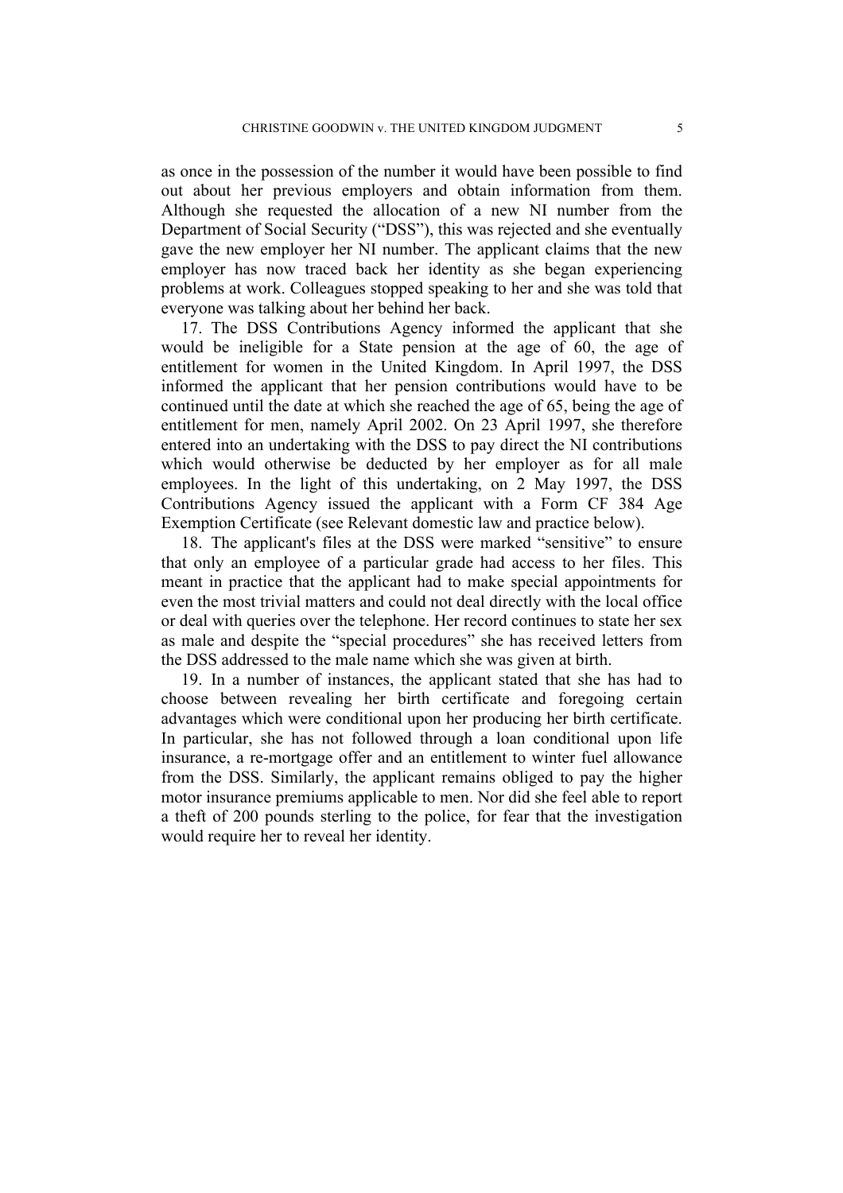as once in the possession of the number it would have been possible to find out about her previous employers and obtain information from them. Although she requested the allocation of a new NI number from the Department of Social Security ("DSS"), this was rejected and she eventually gave the new employer her NI number. The applicant claims that the new employer has now traced back her identity as she began experiencing problems at work. Colleagues stopped speaking to her and she was told that everyone was talking about her behind her back.

17. The DSS Contributions Agency informed the applicant that she would be ineligible for a State pension at the age of 60, the age of entitlement for women in the United Kingdom. In April 1997, the DSS informed the applicant that her pension contributions would have to be continued until the date at which she reached the age of 65, being the age of entitlement for men, namely April 2002. On 23 April 1997, she therefore entered into an undertaking with the DSS to pay direct the NI contributions which would otherwise be deducted by her employer as for all male employees. In the light of this undertaking, on 2 May 1997, the DSS Contributions Agency issued the applicant with a Form CF 384 Age Exemption Certificate (see Relevant domestic law and practice below).

18. The applicant's files at the DSS were marked "sensitive" to ensure that only an employee of a particular grade had access to her files. This meant in practice that the applicant had to make special appointments for even the most trivial matters and could not deal directly with the local office or deal with queries over the telephone. Her record continues to state her sex as male and despite the "special procedures" she has received letters from the DSS addressed to the male name which she was given at birth.

19. In a number of instances, the applicant stated that she has had to choose between revealing her birth certificate and foregoing certain advantages which were conditional upon her producing her birth certificate. In particular, she has not followed through a loan conditional upon life insurance, a re-mortgage offer and an entitlement to winter fuel allowance from the DSS. Similarly, the applicant remains obliged to pay the higher motor insurance premiums applicable to men. Nor did she feel able to report a theft of 200 pounds sterling to the police, for fear that the investigation would require her to reveal her identity.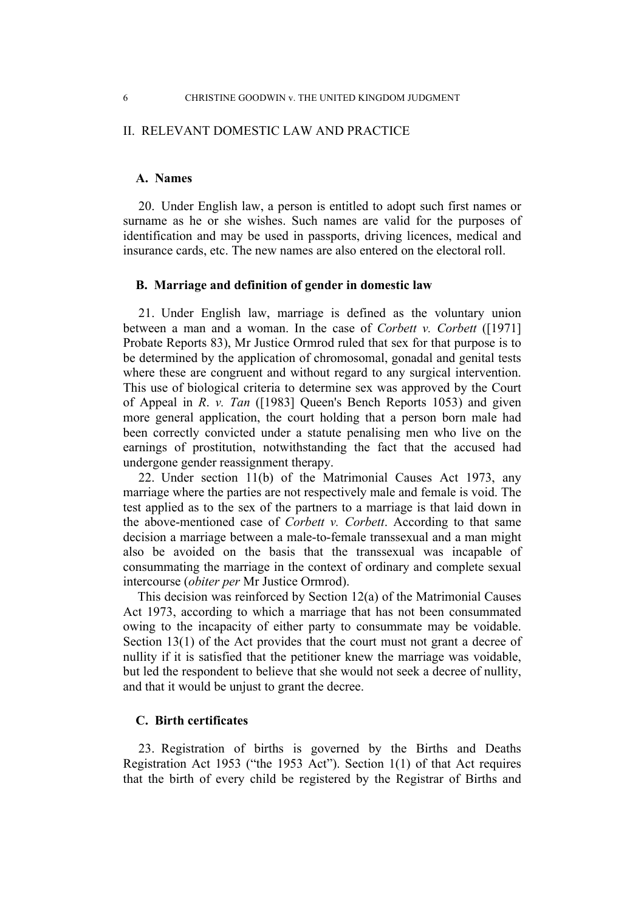## II. RELEVANT DOMESTIC LAW AND PRACTICE

### A. Names

20. Under English law, a person is entitled to adopt such first names or surname as he or she wishes. Such names are valid for the purposes of identification and may be used in passports, driving licences, medical and insurance cards, etc. The new names are also entered on the electoral roll.

### B. Marriage and definition of gender in domestic law

21. Under English law, marriage is defined as the voluntary union between a man and a woman. In the case of *Corbett v. Corbett* ([1971] Probate Reports 83), Mr Justice Ormrod ruled that sex for that purpose is to be determined by the application of chromosomal, gonadal and genital tests where these are congruent and without regard to any surgical intervention. This use of biological criteria to determine sex was approved by the Court of Appeal in *R. v. Tan* ([1983] Queen's Bench Reports 1053) and given more general application, the court holding that a person born male had been correctly convicted under a statute penalising men who live on the earnings of prostitution, notwithstanding the fact that the accused had undergone gender reassignment therapy.

22. Under section 11(b) of the Matrimonial Causes Act 1973, any marriage where the parties are not respectively male and female is void. The test applied as to the sex of the partners to a marriage is that laid down in the above-mentioned case of *Corbett v. Corbett*. According to that same decision a marriage between a male-to-female transsexual and a man might also be avoided on the basis that the transsexual was incapable of consummating the marriage in the context of ordinary and complete sexual intercourse (*obiter per* Mr Justice Ormrod).

This decision was reinforced by Section 12(a) of the Matrimonial Causes Act 1973, according to which a marriage that has not been consummated owing to the incapacity of either party to consummate may be voidable. Section 13(1) of the Act provides that the court must not grant a decree of nullity if it is satisfied that the petitioner knew the marriage was voidable, but led the respondent to believe that she would not seek a decree of nullity, and that it would be unjust to grant the decree.

### C. Birth certificates

23. Registration of births is governed by the Births and Deaths Registration Act 1953 ("the 1953 Act"). Section 1(1) of that Act requires that the birth of every child be registered by the Registrar of Births and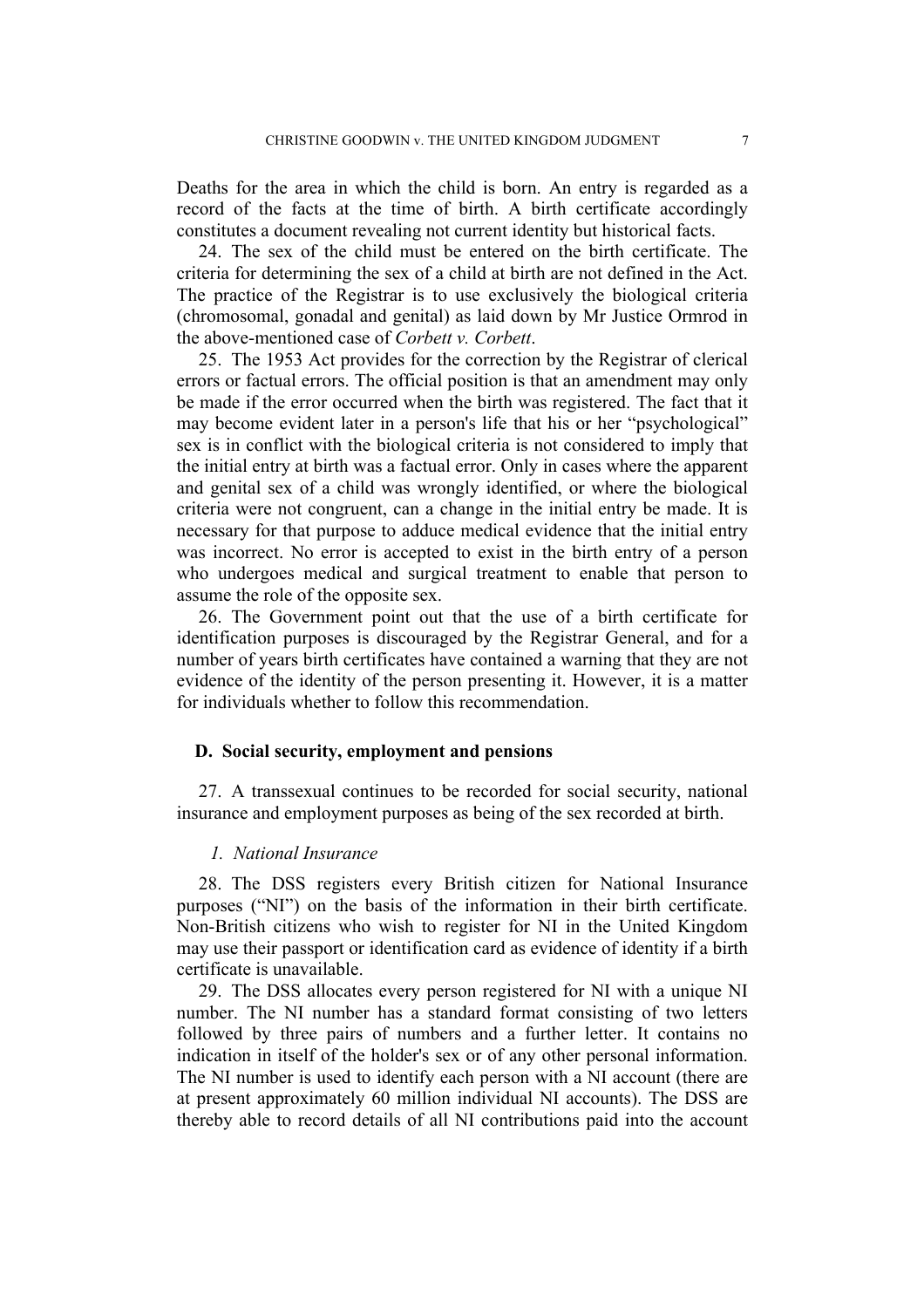Deaths for the area in which the child is born. An entry is regarded as a record of the facts at the time of birth. A birth certificate accordingly constitutes a document revealing not current identity but historical facts.

24. The sex of the child must be entered on the birth certificate. The criteria for determining the sex of a child at birth are not defined in the Act. The practice of the Registrar is to use exclusively the biological criteria (chromosomal, gonadal and genital) as laid down by Mr Justice Ormrod in the above-mentioned case of *Corbett v. Corbett*.

25. The 1953 Act provides for the correction by the Registrar of clerical errors or factual errors. The official position is that an amendment may only be made if the error occurred when the birth was registered. The fact that it may become evident later in a person's life that his or her "psychological" sex is in conflict with the biological criteria is not considered to imply that the initial entry at birth was a factual error. Only in cases where the apparent and genital sex of a child was wrongly identified, or where the biological criteria were not congruent, can a change in the initial entry be made. It is necessary for that purpose to adduce medical evidence that the initial entry was incorrect. No error is accepted to exist in the birth entry of a person who undergoes medical and surgical treatment to enable that person to assume the role of the opposite sex.

26. The Government point out that the use of a birth certificate for identification purposes is discouraged by the Registrar General, and for a number of years birth certificates have contained a warning that they are not evidence of the identity of the person presenting it. However, it is a matter for individuals whether to follow this recommendation.

## D. Social security, employment and pensions

27. A transsexual continues to be recorded for social security, national insurance and employment purposes as being of the sex recorded at birth.

### *1. National Insurance*

28. The DSS registers every British citizen for National Insurance purposes ("NI") on the basis of the information in their birth certificate. Non-British citizens who wish to register for NI in the United Kingdom may use their passport or identification card as evidence of identity if a birth certificate is unavailable.

29. The DSS allocates every person registered for NI with a unique NI number. The NI number has a standard format consisting of two letters followed by three pairs of numbers and a further letter. It contains no indication in itself of the holder's sex or of any other personal information. The NI number is used to identify each person with a NI account (there are at present approximately 60 million individual NI accounts). The DSS are thereby able to record details of all NI contributions paid into the account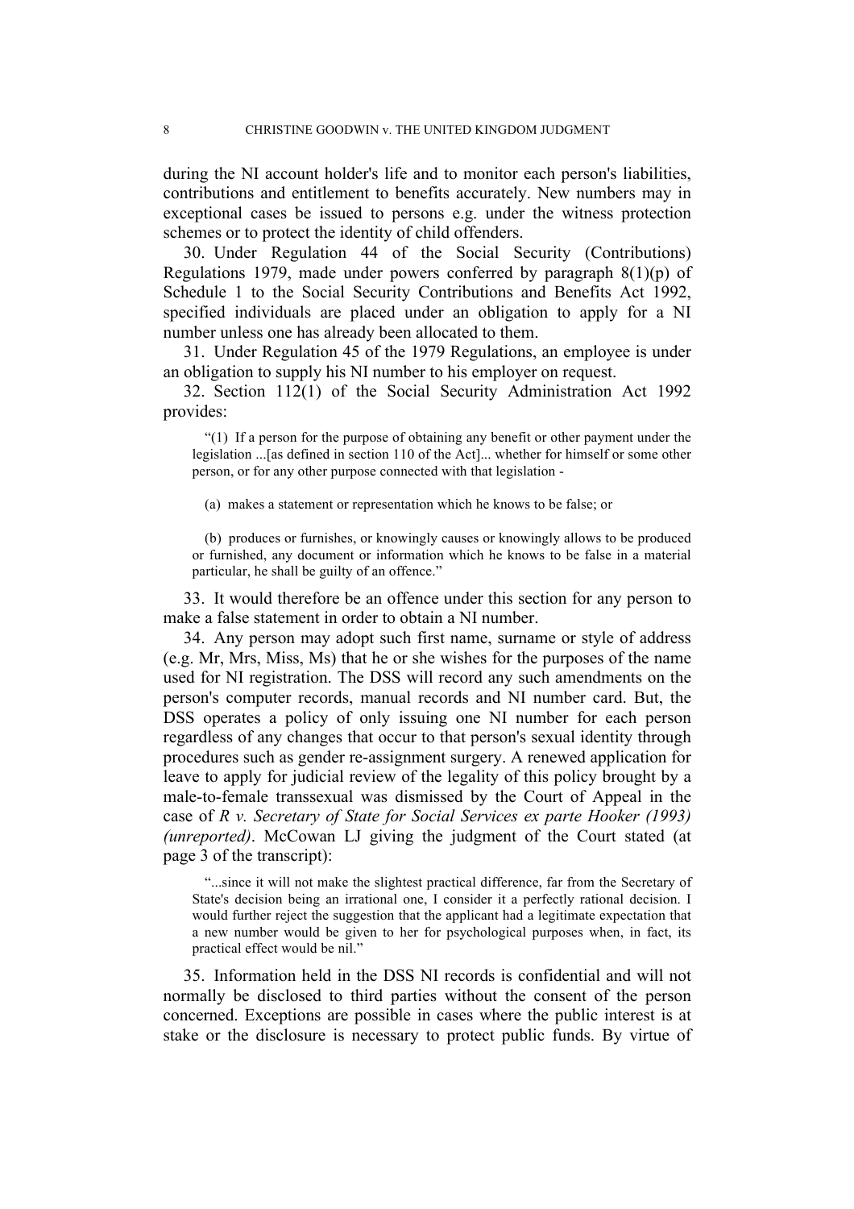during the NI account holder's life and to monitor each person's liabilities, contributions and entitlement to benefits accurately. New numbers may in exceptional cases be issued to persons e.g. under the witness protection schemes or to protect the identity of child offenders.

30. Under Regulation 44 of the Social Security (Contributions) Regulations 1979, made under powers conferred by paragraph 8(1)(p) of Schedule 1 to the Social Security Contributions and Benefits Act 1992, specified individuals are placed under an obligation to apply for a NI number unless one has already been allocated to them.

31. Under Regulation 45 of the 1979 Regulations, an employee is under an obligation to supply his NI number to his employer on request.

32. Section 112(1) of the Social Security Administration Act 1992 provides:

> "(1) If a person for the purpose of obtaining any benefit or other payment under the legislation ...[as defined in section 110 of the Act]... whether for himself or some other person, or for any other purpose connected with that legislation -
>
> (a) makes a statement or representation which he knows to be false; or
>
> (b) produces or furnishes, or knowingly causes or knowingly allows to be produced or furnished, any document or information which he knows to be false in a material particular, he shall be guilty of an offence."

33. It would therefore be an offence under this section for any person to make a false statement in order to obtain a NI number.

34. Any person may adopt such first name, surname or style of address (e.g. Mr, Mrs, Miss, Ms) that he or she wishes for the purposes of the name used for NI registration. The DSS will record any such amendments on the person's computer records, manual records and NI number card. But, the DSS operates a policy of only issuing one NI number for each person regardless of any changes that occur to that person's sexual identity through procedures such as gender re-assignment surgery. A renewed application for leave to apply for judicial review of the legality of this policy brought by a male-to-female transsexual was dismissed by the Court of Appeal in the case of *R v. Secretary of State for Social Services ex parte Hooker (1993) (unreported)*. McCowan LJ giving the judgment of the Court stated (at page 3 of the transcript):

> "...since it will not make the slightest practical difference, far from the Secretary of State's decision being an irrational one, I consider it a perfectly rational decision. I would further reject the suggestion that the applicant had a legitimate expectation that a new number would be given to her for psychological purposes when, in fact, its practical effect would be nil."

35. Information held in the DSS NI records is confidential and will not normally be disclosed to third parties without the consent of the person concerned. Exceptions are possible in cases where the public interest is at stake or the disclosure is necessary to protect public funds. By virtue of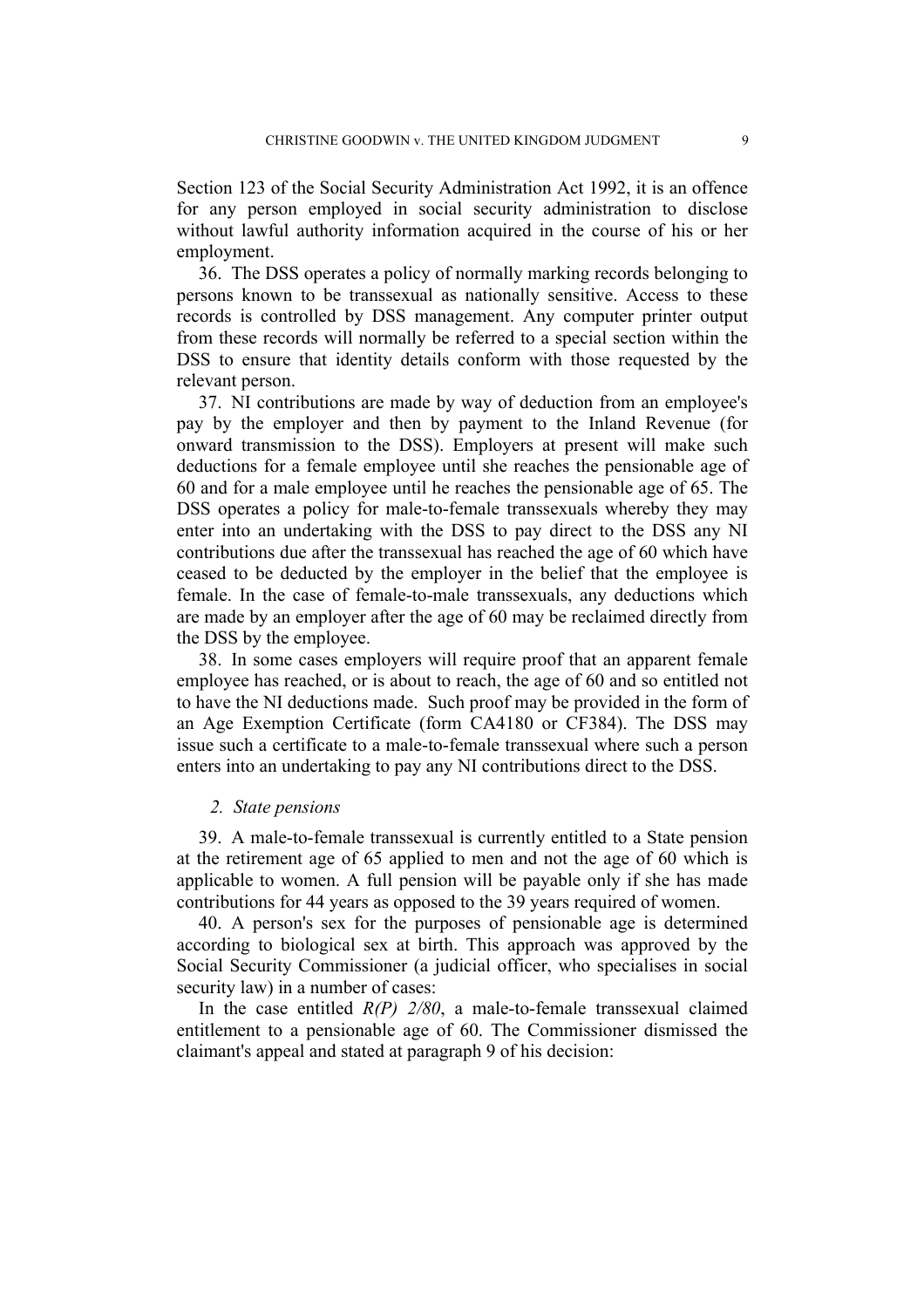Section 123 of the Social Security Administration Act 1992, it is an offence for any person employed in social security administration to disclose without lawful authority information acquired in the course of his or her employment.

36. The DSS operates a policy of normally marking records belonging to persons known to be transsexual as nationally sensitive. Access to these records is controlled by DSS management. Any computer printer output from these records will normally be referred to a special section within the DSS to ensure that identity details conform with those requested by the relevant person.

37. NI contributions are made by way of deduction from an employee's pay by the employer and then by payment to the Inland Revenue (for onward transmission to the DSS). Employers at present will make such deductions for a female employee until she reaches the pensionable age of 60 and for a male employee until he reaches the pensionable age of 65. The DSS operates a policy for male-to-female transsexuals whereby they may enter into an undertaking with the DSS to pay direct to the DSS any NI contributions due after the transsexual has reached the age of 60 which have ceased to be deducted by the employer in the belief that the employee is female. In the case of female-to-male transsexuals, any deductions which are made by an employer after the age of 60 may be reclaimed directly from the DSS by the employee.

38. In some cases employers will require proof that an apparent female employee has reached, or is about to reach, the age of 60 and so entitled not to have the NI deductions made. Such proof may be provided in the form of an Age Exemption Certificate (form CA4180 or CF384). The DSS may issue such a certificate to a male-to-female transsexual where such a person enters into an undertaking to pay any NI contributions direct to the DSS.

### *2. State pensions*

39. A male-to-female transsexual is currently entitled to a State pension at the retirement age of 65 applied to men and not the age of 60 which is applicable to women. A full pension will be payable only if she has made contributions for 44 years as opposed to the 39 years required of women.

40. A person's sex for the purposes of pensionable age is determined according to biological sex at birth. This approach was approved by the Social Security Commissioner (a judicial officer, who specialises in social security law) in a number of cases:

In the case entitled *R(P) 2/80*, a male-to-female transsexual claimed entitlement to a pensionable age of 60. The Commissioner dismissed the claimant's appeal and stated at paragraph 9 of his decision: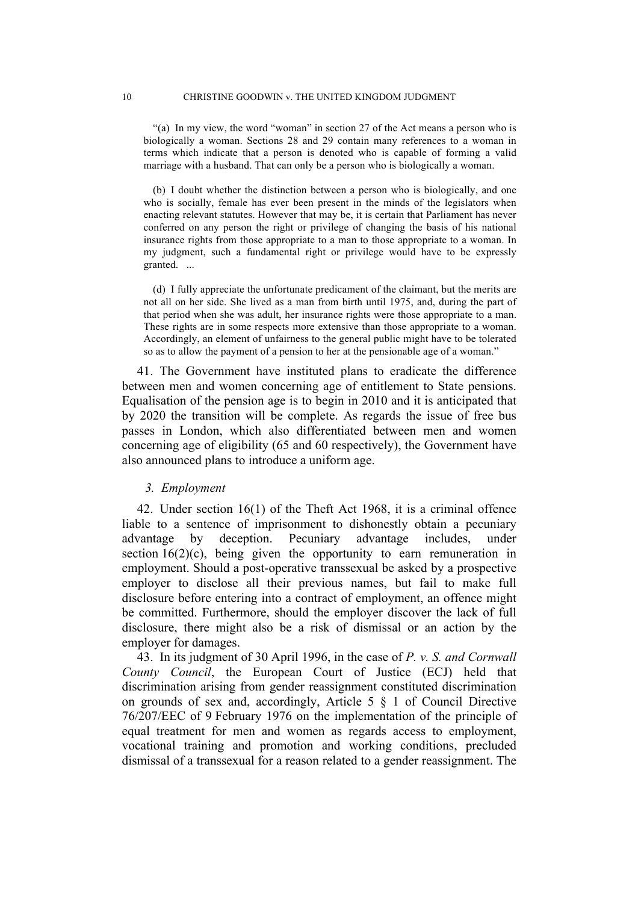"(a) In my view, the word "woman" in section 27 of the Act means a person who is biologically a woman. Sections 28 and 29 contain many references to a woman in terms which indicate that a person is denoted who is capable of forming a valid marriage with a husband. That can only be a person who is biologically a woman.

(b) I doubt whether the distinction between a person who is biologically, and one who is socially, female has ever been present in the minds of the legislators when enacting relevant statutes. However that may be, it is certain that Parliament has never conferred on any person the right or privilege of changing the basis of his national insurance rights from those appropriate to a man to those appropriate to a woman. In my judgment, such a fundamental right or privilege would have to be expressly granted. ...

(d) I fully appreciate the unfortunate predicament of the claimant, but the merits are not all on her side. She lived as a man from birth until 1975, and, during the part of that period when she was adult, her insurance rights were those appropriate to a man. These rights are in some respects more extensive than those appropriate to a woman. Accordingly, an element of unfairness to the general public might have to be tolerated so as to allow the payment of a pension to her at the pensionable age of a woman."

41. The Government have instituted plans to eradicate the difference between men and women concerning age of entitlement to State pensions. Equalisation of the pension age is to begin in 2010 and it is anticipated that by 2020 the transition will be complete. As regards the issue of free bus passes in London, which also differentiated between men and women concerning age of eligibility (65 and 60 respectively), the Government have also announced plans to introduce a uniform age.

### *3. Employment*

42. Under section 16(1) of the Theft Act 1968, it is a criminal offence liable to a sentence of imprisonment to dishonestly obtain a pecuniary advantage by deception. Pecuniary advantage includes, under section 16(2)(c), being given the opportunity to earn remuneration in employment. Should a post-operative transsexual be asked by a prospective employer to disclose all their previous names, but fail to make full disclosure before entering into a contract of employment, an offence might be committed. Furthermore, should the employer discover the lack of full disclosure, there might also be a risk of dismissal or an action by the employer for damages.

43. In its judgment of 30 April 1996, in the case of *P. v. S. and Cornwall County Council*, the European Court of Justice (ECJ) held that discrimination arising from gender reassignment constituted discrimination on grounds of sex and, accordingly, Article 5 § 1 of Council Directive 76/207/EEC of 9 February 1976 on the implementation of the principle of equal treatment for men and women as regards access to employment, vocational training and promotion and working conditions, precluded dismissal of a transsexual for a reason related to a gender reassignment. The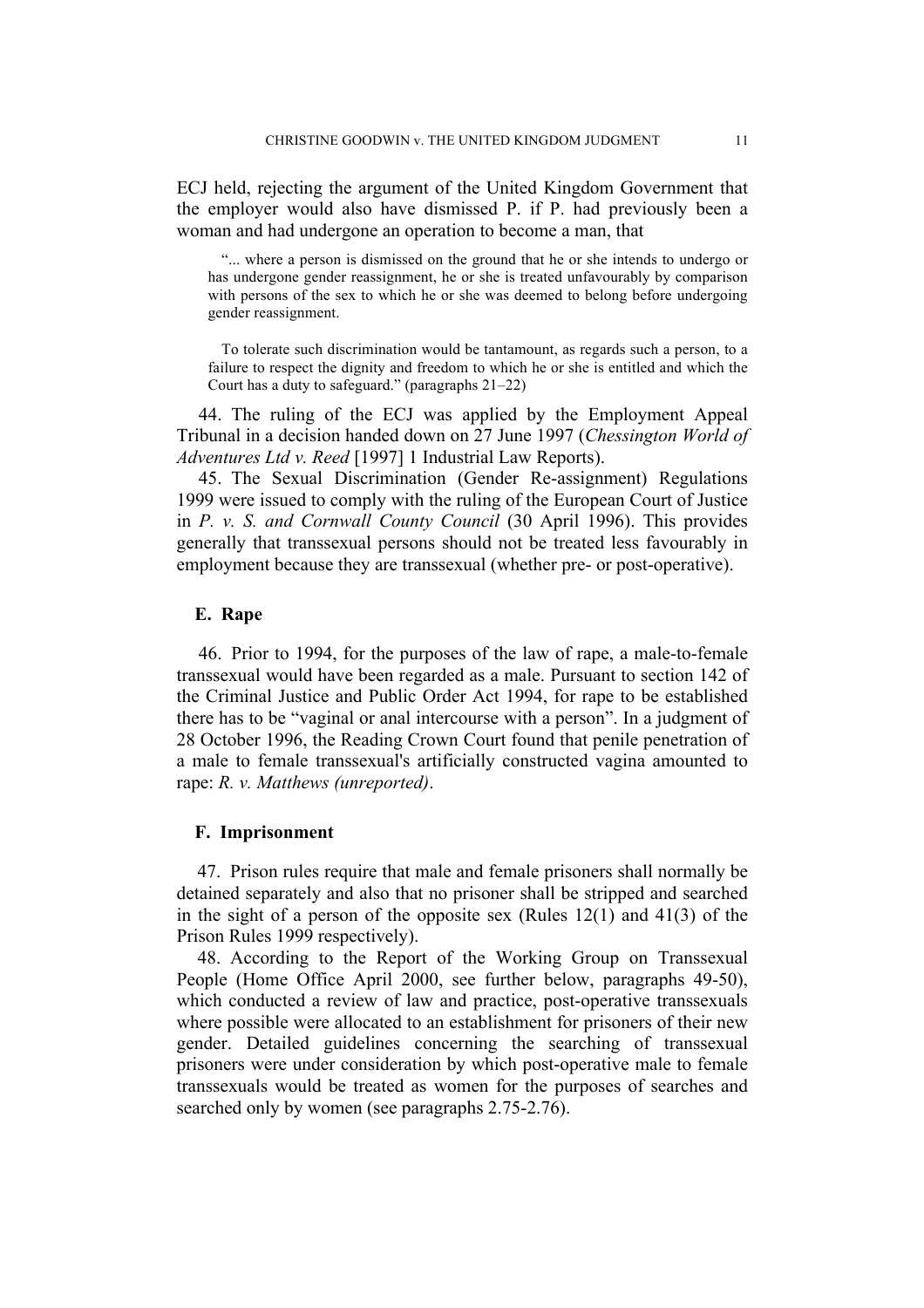ECJ held, rejecting the argument of the United Kingdom Government that the employer would also have dismissed P. if P. had previously been a woman and had undergone an operation to become a man, that

> "... where a person is dismissed on the ground that he or she intends to undergo or has undergone gender reassignment, he or she is treated unfavourably by comparison with persons of the sex to which he or she was deemed to belong before undergoing gender reassignment.
>
> To tolerate such discrimination would be tantamount, as regards such a person, to a failure to respect the dignity and freedom to which he or she is entitled and which the Court has a duty to safeguard." (paragraphs 21–22)

44. The ruling of the ECJ was applied by the Employment Appeal Tribunal in a decision handed down on 27 June 1997 (*Chessington World of Adventures Ltd v. Reed* [1997] 1 Industrial Law Reports).

45. The Sexual Discrimination (Gender Re-assignment) Regulations 1999 were issued to comply with the ruling of the European Court of Justice in *P. v. S. and Cornwall County Council* (30 April 1996). This provides generally that transsexual persons should not be treated less favourably in employment because they are transsexual (whether pre- or post-operative).

## E. Rape

46. Prior to 1994, for the purposes of the law of rape, a male-to-female transsexual would have been regarded as a male. Pursuant to section 142 of the Criminal Justice and Public Order Act 1994, for rape to be established there has to be "vaginal or anal intercourse with a person". In a judgment of 28 October 1996, the Reading Crown Court found that penile penetration of a male to female transsexual's artificially constructed vagina amounted to rape: *R. v. Matthews (unreported)*.

## F. Imprisonment

47. Prison rules require that male and female prisoners shall normally be detained separately and also that no prisoner shall be stripped and searched in the sight of a person of the opposite sex (Rules 12(1) and 41(3) of the Prison Rules 1999 respectively).

48. According to the Report of the Working Group on Transsexual People (Home Office April 2000, see further below, paragraphs 49-50), which conducted a review of law and practice, post-operative transsexuals where possible were allocated to an establishment for prisoners of their new gender. Detailed guidelines concerning the searching of transsexual prisoners were under consideration by which post-operative male to female transsexuals would be treated as women for the purposes of searches and searched only by women (see paragraphs 2.75-2.76).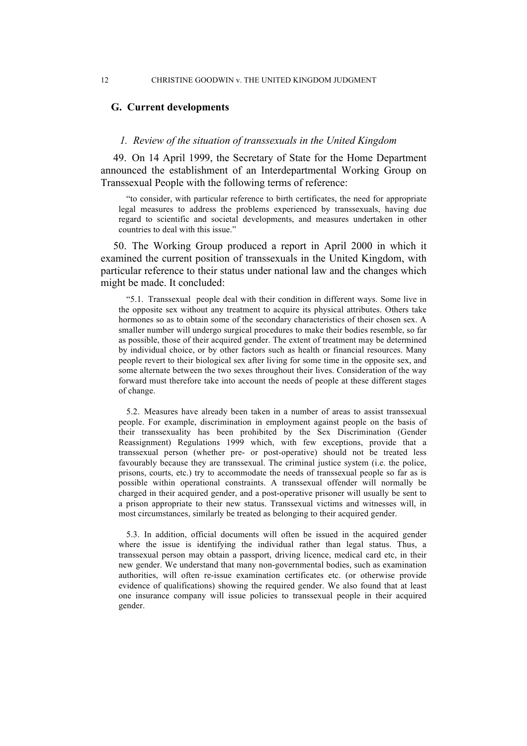## G. Current developments

### *1. Review of the situation of transsexuals in the United Kingdom*

49. On 14 April 1999, the Secretary of State for the Home Department announced the establishment of an Interdepartmental Working Group on Transsexual People with the following terms of reference:

> "to consider, with particular reference to birth certificates, the need for appropriate legal measures to address the problems experienced by transsexuals, having due regard to scientific and societal developments, and measures undertaken in other countries to deal with this issue."

50. The Working Group produced a report in April 2000 in which it examined the current position of transsexuals in the United Kingdom, with particular reference to their status under national law and the changes which might be made. It concluded:

> "5.1. Transsexual people deal with their condition in different ways. Some live in the opposite sex without any treatment to acquire its physical attributes. Others take hormones so as to obtain some of the secondary characteristics of their chosen sex. A smaller number will undergo surgical procedures to make their bodies resemble, so far as possible, those of their acquired gender. The extent of treatment may be determined by individual choice, or by other factors such as health or financial resources. Many people revert to their biological sex after living for some time in the opposite sex, and some alternate between the two sexes throughout their lives. Consideration of the way forward must therefore take into account the needs of people at these different stages of change.
>
> 5.2. Measures have already been taken in a number of areas to assist transsexual people. For example, discrimination in employment against people on the basis of their transsexuality has been prohibited by the Sex Discrimination (Gender Reassignment) Regulations 1999 which, with few exceptions, provide that a transsexual person (whether pre- or post-operative) should not be treated less favourably because they are transsexual. The criminal justice system (i.e. the police, prisons, courts, etc.) try to accommodate the needs of transsexual people so far as is possible within operational constraints. A transsexual offender will normally be charged in their acquired gender, and a post-operative prisoner will usually be sent to a prison appropriate to their new status. Transsexual victims and witnesses will, in most circumstances, similarly be treated as belonging to their acquired gender.
>
> 5.3. In addition, official documents will often be issued in the acquired gender where the issue is identifying the individual rather than legal status. Thus, a transsexual person may obtain a passport, driving licence, medical card etc, in their new gender. We understand that many non-governmental bodies, such as examination authorities, will often re-issue examination certificates etc. (or otherwise provide evidence of qualifications) showing the required gender. We also found that at least one insurance company will issue policies to transsexual people in their acquired gender.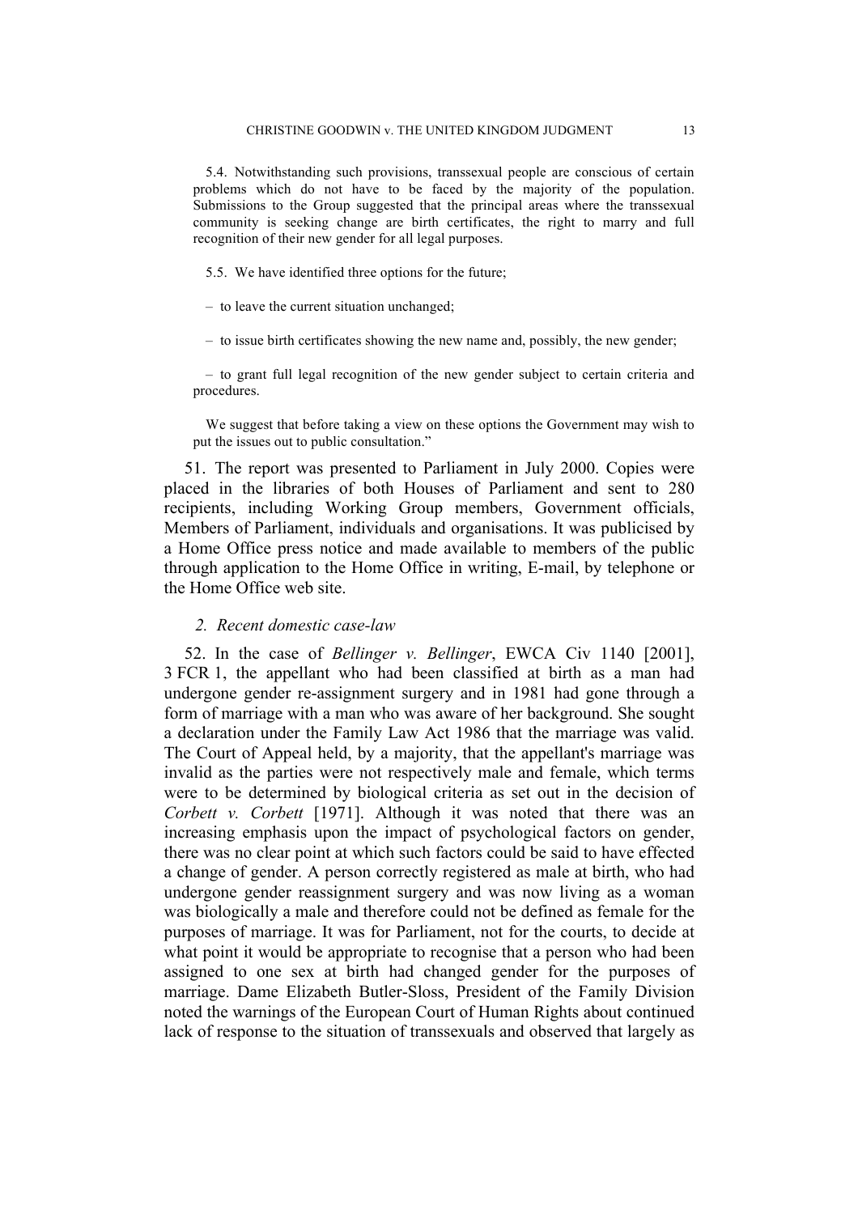5.4. Notwithstanding such provisions, transsexual people are conscious of certain problems which do not have to be faced by the majority of the population. Submissions to the Group suggested that the principal areas where the transsexual community is seeking change are birth certificates, the right to marry and full recognition of their new gender for all legal purposes.

5.5. We have identified three options for the future;

– to leave the current situation unchanged;

– to issue birth certificates showing the new name and, possibly, the new gender;

– to grant full legal recognition of the new gender subject to certain criteria and procedures.

We suggest that before taking a view on these options the Government may wish to put the issues out to public consultation."

51. The report was presented to Parliament in July 2000. Copies were placed in the libraries of both Houses of Parliament and sent to 280 recipients, including Working Group members, Government officials, Members of Parliament, individuals and organisations. It was publicised by a Home Office press notice and made available to members of the public through application to the Home Office in writing, E-mail, by telephone or the Home Office web site.

### *2. Recent domestic case-law*

52. In the case of *Bellinger v. Bellinger*, EWCA Civ 1140 [2001], 3 FCR 1, the appellant who had been classified at birth as a man had undergone gender re-assignment surgery and in 1981 had gone through a form of marriage with a man who was aware of her background. She sought a declaration under the Family Law Act 1986 that the marriage was valid. The Court of Appeal held, by a majority, that the appellant's marriage was invalid as the parties were not respectively male and female, which terms were to be determined by biological criteria as set out in the decision of *Corbett v. Corbett* [1971]. Although it was noted that there was an increasing emphasis upon the impact of psychological factors on gender, there was no clear point at which such factors could be said to have effected a change of gender. A person correctly registered as male at birth, who had undergone gender reassignment surgery and was now living as a woman was biologically a male and therefore could not be defined as female for the purposes of marriage. It was for Parliament, not for the courts, to decide at what point it would be appropriate to recognise that a person who had been assigned to one sex at birth had changed gender for the purposes of marriage. Dame Elizabeth Butler-Sloss, President of the Family Division noted the warnings of the European Court of Human Rights about continued lack of response to the situation of transsexuals and observed that largely as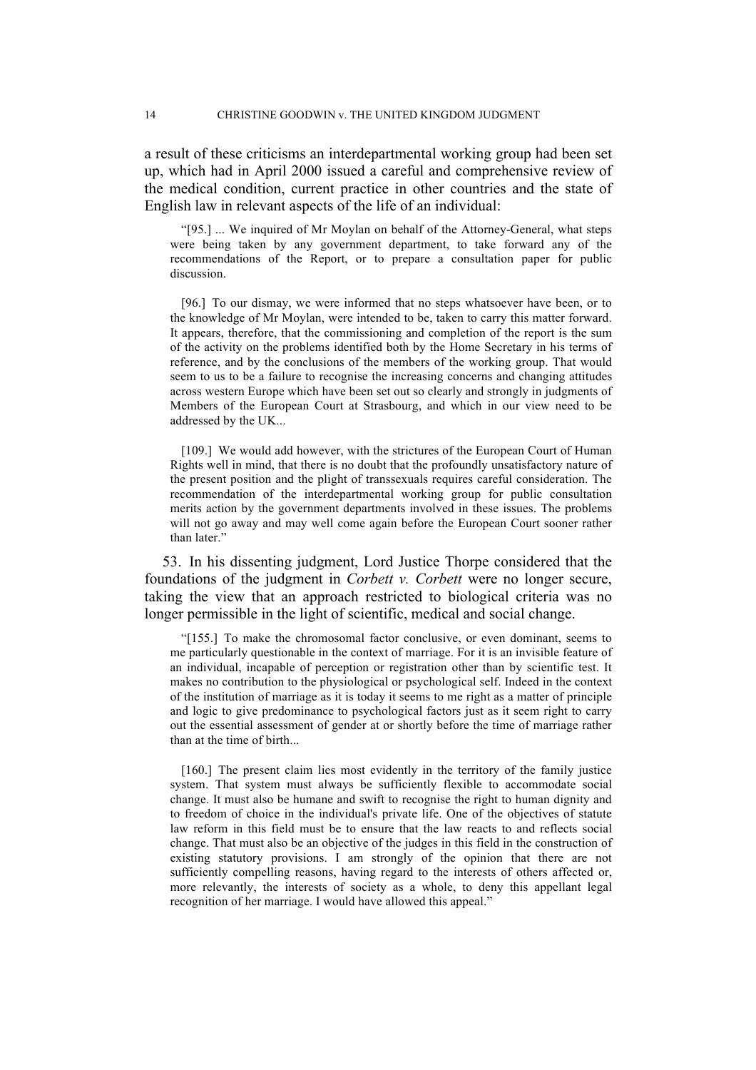a result of these criticisms an interdepartmental working group had been set up, which had in April 2000 issued a careful and comprehensive review of the medical condition, current practice in other countries and the state of English law in relevant aspects of the life of an individual:

> "[95.] ... We inquired of Mr Moylan on behalf of the Attorney-General, what steps were being taken by any government department, to take forward any of the recommendations of the Report, or to prepare a consultation paper for public discussion.
>
> [96.] To our dismay, we were informed that no steps whatsoever have been, or to the knowledge of Mr Moylan, were intended to be, taken to carry this matter forward. It appears, therefore, that the commissioning and completion of the report is the sum of the activity on the problems identified both by the Home Secretary in his terms of reference, and by the conclusions of the members of the working group. That would seem to us to be a failure to recognise the increasing concerns and changing attitudes across western Europe which have been set out so clearly and strongly in judgments of Members of the European Court at Strasbourg, and which in our view need to be addressed by the UK...
>
> [109.] We would add however, with the strictures of the European Court of Human Rights well in mind, that there is no doubt that the profoundly unsatisfactory nature of the present position and the plight of transsexuals requires careful consideration. The recommendation of the interdepartmental working group for public consultation merits action by the government departments involved in these issues. The problems will not go away and may well come again before the European Court sooner rather than later."

53. In his dissenting judgment, Lord Justice Thorpe considered that the foundations of the judgment in *Corbett v. Corbett* were no longer secure, taking the view that an approach restricted to biological criteria was no longer permissible in the light of scientific, medical and social change.

> "[155.] To make the chromosomal factor conclusive, or even dominant, seems to me particularly questionable in the context of marriage. For it is an invisible feature of an individual, incapable of perception or registration other than by scientific test. It makes no contribution to the physiological or psychological self. Indeed in the context of the institution of marriage as it is today it seems to me right as a matter of principle and logic to give predominance to psychological factors just as it seem right to carry out the essential assessment of gender at or shortly before the time of marriage rather than at the time of birth...
>
> [160.] The present claim lies most evidently in the territory of the family justice system. That system must always be sufficiently flexible to accommodate social change. It must also be humane and swift to recognise the right to human dignity and to freedom of choice in the individual's private life. One of the objectives of statute law reform in this field must be to ensure that the law reacts to and reflects social change. That must also be an objective of the judges in this field in the construction of existing statutory provisions. I am strongly of the opinion that there are not sufficiently compelling reasons, having regard to the interests of others affected or, more relevantly, the interests of society as a whole, to deny this appellant legal recognition of her marriage. I would have allowed this appeal."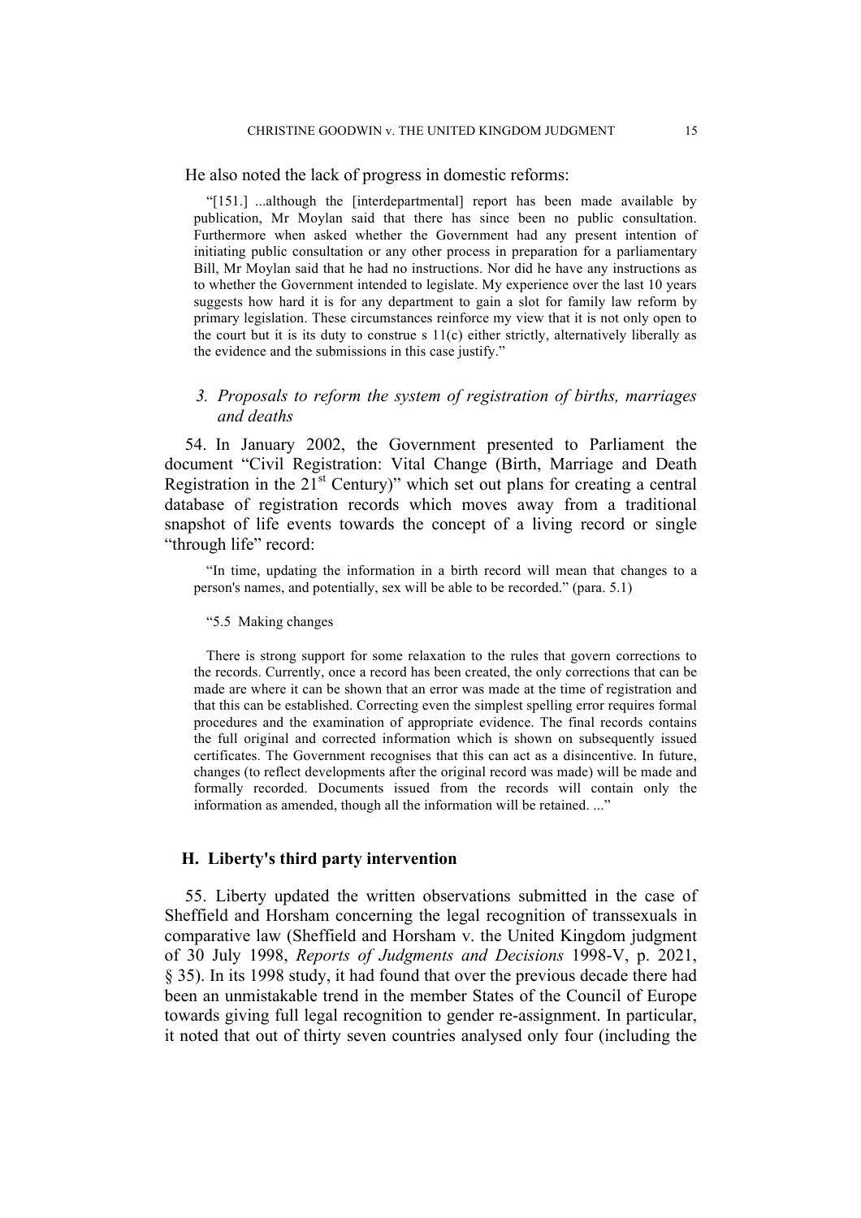He also noted the lack of progress in domestic reforms:

> "[151.] ...although the [interdepartmental] report has been made available by publication, Mr Moylan said that there has since been no public consultation. Furthermore when asked whether the Government had any present intention of initiating public consultation or any other process in preparation for a parliamentary Bill, Mr Moylan said that he had no instructions. Nor did he have any instructions as to whether the Government intended to legislate. My experience over the last 10 years suggests how hard it is for any department to gain a slot for family law reform by primary legislation. These circumstances reinforce my view that it is not only open to the court but it is its duty to construe s 11(c) either strictly, alternatively liberally as the evidence and the submissions in this case justify."

### *3. Proposals to reform the system of registration of births, marriages and deaths*

54. In January 2002, the Government presented to Parliament the document "Civil Registration: Vital Change (Birth, Marriage and Death Registration in the 21st Century)" which set out plans for creating a central database of registration records which moves away from a traditional snapshot of life events towards the concept of a living record or single "through life" record:

> "In time, updating the information in a birth record will mean that changes to a person's names, and potentially, sex will be able to be recorded." (para. 5.1)

> "5.5 Making changes
>
> There is strong support for some relaxation to the rules that govern corrections to the records. Currently, once a record has been created, the only corrections that can be made are where it can be shown that an error was made at the time of registration and that this can be established. Correcting even the simplest spelling error requires formal procedures and the examination of appropriate evidence. The final records contains the full original and corrected information which is shown on subsequently issued certificates. The Government recognises that this can act as a disincentive. In future, changes (to reflect developments after the original record was made) will be made and formally recorded. Documents issued from the records will contain only the information as amended, though all the information will be retained. ..."

## H. Liberty's third party intervention

55. Liberty updated the written observations submitted in the case of Sheffield and Horsham concerning the legal recognition of transsexuals in comparative law (Sheffield and Horsham v. the United Kingdom judgment of 30 July 1998, *Reports of Judgments and Decisions* 1998-V, p. 2021, § 35). In its 1998 study, it had found that over the previous decade there had been an unmistakable trend in the member States of the Council of Europe towards giving full legal recognition to gender re-assignment. In particular, it noted that out of thirty seven countries analysed only four (including the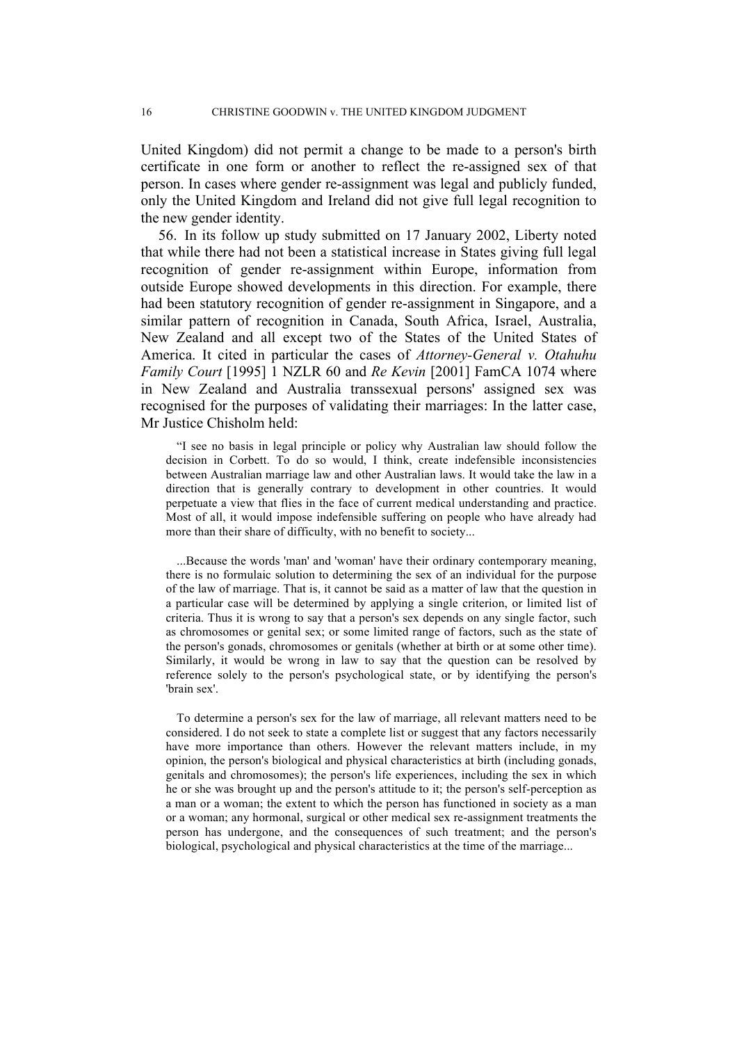United Kingdom) did not permit a change to be made to a person's birth certificate in one form or another to reflect the re-assigned sex of that person. In cases where gender re-assignment was legal and publicly funded, only the United Kingdom and Ireland did not give full legal recognition to the new gender identity.

56. In its follow up study submitted on 17 January 2002, Liberty noted that while there had not been a statistical increase in States giving full legal recognition of gender re-assignment within Europe, information from outside Europe showed developments in this direction. For example, there had been statutory recognition of gender re-assignment in Singapore, and a similar pattern of recognition in Canada, South Africa, Israel, Australia, New Zealand and all except two of the States of the United States of America. It cited in particular the cases of *Attorney-General v. Otahuhu Family Court* [1995] 1 NZLR 60 and *Re Kevin* [2001] FamCA 1074 where in New Zealand and Australia transsexual persons' assigned sex was recognised for the purposes of validating their marriages: In the latter case, Mr Justice Chisholm held:

> "I see no basis in legal principle or policy why Australian law should follow the decision in Corbett. To do so would, I think, create indefensible inconsistencies between Australian marriage law and other Australian laws. It would take the law in a direction that is generally contrary to development in other countries. It would perpetuate a view that flies in the face of current medical understanding and practice. Most of all, it would impose indefensible suffering on people who have already had more than their share of difficulty, with no benefit to society...
>
> ...Because the words 'man' and 'woman' have their ordinary contemporary meaning, there is no formulaic solution to determining the sex of an individual for the purpose of the law of marriage. That is, it cannot be said as a matter of law that the question in a particular case will be determined by applying a single criterion, or limited list of criteria. Thus it is wrong to say that a person's sex depends on any single factor, such as chromosomes or genital sex; or some limited range of factors, such as the state of the person's gonads, chromosomes or genitals (whether at birth or at some other time). Similarly, it would be wrong in law to say that the question can be resolved by reference solely to the person's psychological state, or by identifying the person's 'brain sex'.
>
> To determine a person's sex for the law of marriage, all relevant matters need to be considered. I do not seek to state a complete list or suggest that any factors necessarily have more importance than others. However the relevant matters include, in my opinion, the person's biological and physical characteristics at birth (including gonads, genitals and chromosomes); the person's life experiences, including the sex in which he or she was brought up and the person's attitude to it; the person's self-perception as a man or a woman; the extent to which the person has functioned in society as a man or a woman; any hormonal, surgical or other medical sex re-assignment treatments the person has undergone, and the consequences of such treatment; and the person's biological, psychological and physical characteristics at the time of the marriage...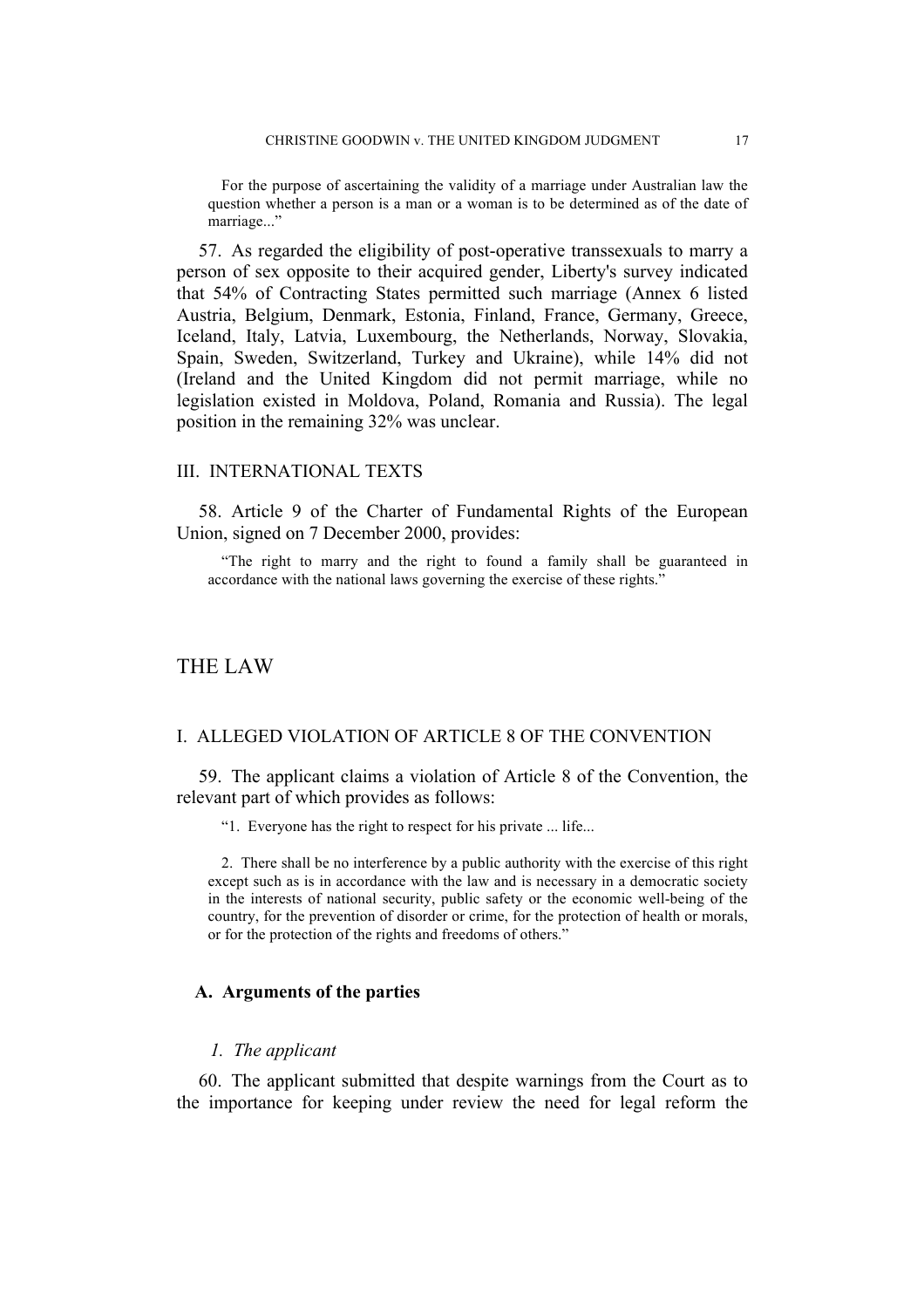For the purpose of ascertaining the validity of a marriage under Australian law the question whether a person is a man or a woman is to be determined as of the date of marriage..."

57. As regarded the eligibility of post-operative transsexuals to marry a person of sex opposite to their acquired gender, Liberty's survey indicated that 54% of Contracting States permitted such marriage (Annex 6 listed Austria, Belgium, Denmark, Estonia, Finland, France, Germany, Greece, Iceland, Italy, Latvia, Luxembourg, the Netherlands, Norway, Slovakia, Spain, Sweden, Switzerland, Turkey and Ukraine), while 14% did not (Ireland and the United Kingdom did not permit marriage, while no legislation existed in Moldova, Poland, Romania and Russia). The legal position in the remaining 32% was unclear.

### III. INTERNATIONAL TEXTS

58. Article 9 of the Charter of Fundamental Rights of the European Union, signed on 7 December 2000, provides:

> "The right to marry and the right to found a family shall be guaranteed in accordance with the national laws governing the exercise of these rights."

# THE LAW

## I. ALLEGED VIOLATION OF ARTICLE 8 OF THE CONVENTION

59. The applicant claims a violation of Article 8 of the Convention, the relevant part of which provides as follows:

> "1. Everyone has the right to respect for his private ... life...
>
> 2. There shall be no interference by a public authority with the exercise of this right except such as is in accordance with the law and is necessary in a democratic society in the interests of national security, public safety or the economic well-being of the country, for the prevention of disorder or crime, for the protection of health or morals, or for the protection of the rights and freedoms of others."

### A. Arguments of the parties

#### *1. The applicant*

60. The applicant submitted that despite warnings from the Court as to the importance for keeping under review the need for legal reform the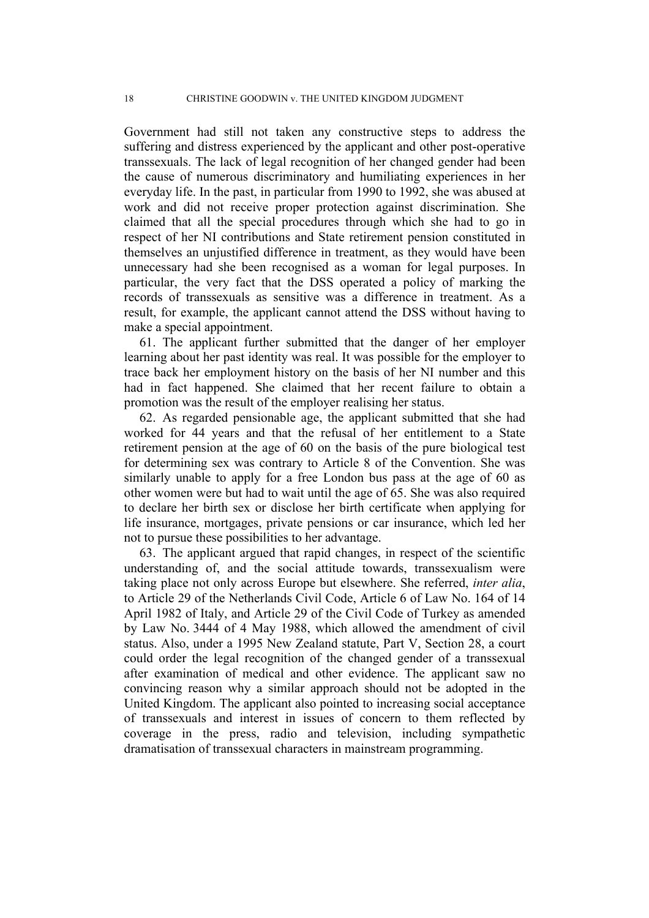Government had still not taken any constructive steps to address the suffering and distress experienced by the applicant and other post-operative transsexuals. The lack of legal recognition of her changed gender had been the cause of numerous discriminatory and humiliating experiences in her everyday life. In the past, in particular from 1990 to 1992, she was abused at work and did not receive proper protection against discrimination. She claimed that all the special procedures through which she had to go in respect of her NI contributions and State retirement pension constituted in themselves an unjustified difference in treatment, as they would have been unnecessary had she been recognised as a woman for legal purposes. In particular, the very fact that the DSS operated a policy of marking the records of transsexuals as sensitive was a difference in treatment. As a result, for example, the applicant cannot attend the DSS without having to make a special appointment.

61. The applicant further submitted that the danger of her employer learning about her past identity was real. It was possible for the employer to trace back her employment history on the basis of her NI number and this had in fact happened. She claimed that her recent failure to obtain a promotion was the result of the employer realising her status.

62. As regarded pensionable age, the applicant submitted that she had worked for 44 years and that the refusal of her entitlement to a State retirement pension at the age of 60 on the basis of the pure biological test for determining sex was contrary to Article 8 of the Convention. She was similarly unable to apply for a free London bus pass at the age of 60 as other women were but had to wait until the age of 65. She was also required to declare her birth sex or disclose her birth certificate when applying for life insurance, mortgages, private pensions or car insurance, which led her not to pursue these possibilities to her advantage.

63. The applicant argued that rapid changes, in respect of the scientific understanding of, and the social attitude towards, transsexualism were taking place not only across Europe but elsewhere. She referred, *inter alia*, to Article 29 of the Netherlands Civil Code, Article 6 of Law No. 164 of 14 April 1982 of Italy, and Article 29 of the Civil Code of Turkey as amended by Law No. 3444 of 4 May 1988, which allowed the amendment of civil status. Also, under a 1995 New Zealand statute, Part V, Section 28, a court could order the legal recognition of the changed gender of a transsexual after examination of medical and other evidence. The applicant saw no convincing reason why a similar approach should not be adopted in the United Kingdom. The applicant also pointed to increasing social acceptance of transsexuals and interest in issues of concern to them reflected by coverage in the press, radio and television, including sympathetic dramatisation of transsexual characters in mainstream programming.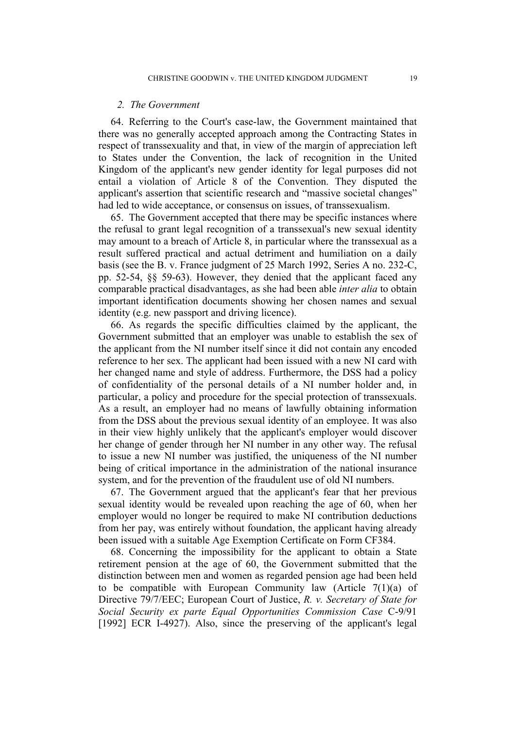### *2. The Government*

64. Referring to the Court's case-law, the Government maintained that there was no generally accepted approach among the Contracting States in respect of transsexuality and that, in view of the margin of appreciation left to States under the Convention, the lack of recognition in the United Kingdom of the applicant's new gender identity for legal purposes did not entail a violation of Article 8 of the Convention. They disputed the applicant's assertion that scientific research and "massive societal changes" had led to wide acceptance, or consensus on issues, of transsexualism.

65. The Government accepted that there may be specific instances where the refusal to grant legal recognition of a transsexual's new sexual identity may amount to a breach of Article 8, in particular where the transsexual as a result suffered practical and actual detriment and humiliation on a daily basis (see the B. v. France judgment of 25 March 1992, Series A no. 232-C, pp. 52-54, §§ 59-63). However, they denied that the applicant faced any comparable practical disadvantages, as she had been able *inter alia* to obtain important identification documents showing her chosen names and sexual identity (e.g. new passport and driving licence).

66. As regards the specific difficulties claimed by the applicant, the Government submitted that an employer was unable to establish the sex of the applicant from the NI number itself since it did not contain any encoded reference to her sex. The applicant had been issued with a new NI card with her changed name and style of address. Furthermore, the DSS had a policy of confidentiality of the personal details of a NI number holder and, in particular, a policy and procedure for the special protection of transsexuals. As a result, an employer had no means of lawfully obtaining information from the DSS about the previous sexual identity of an employee. It was also in their view highly unlikely that the applicant's employer would discover her change of gender through her NI number in any other way. The refusal to issue a new NI number was justified, the uniqueness of the NI number being of critical importance in the administration of the national insurance system, and for the prevention of the fraudulent use of old NI numbers.

67. The Government argued that the applicant's fear that her previous sexual identity would be revealed upon reaching the age of 60, when her employer would no longer be required to make NI contribution deductions from her pay, was entirely without foundation, the applicant having already been issued with a suitable Age Exemption Certificate on Form CF384.

68. Concerning the impossibility for the applicant to obtain a State retirement pension at the age of 60, the Government submitted that the distinction between men and women as regarded pension age had been held to be compatible with European Community law (Article 7(1)(a) of Directive 79/7/EEC; European Court of Justice, *R. v. Secretary of State for Social Security ex parte Equal Opportunities Commission Case* C-9/91 [1992] ECR I-4927). Also, since the preserving of the applicant's legal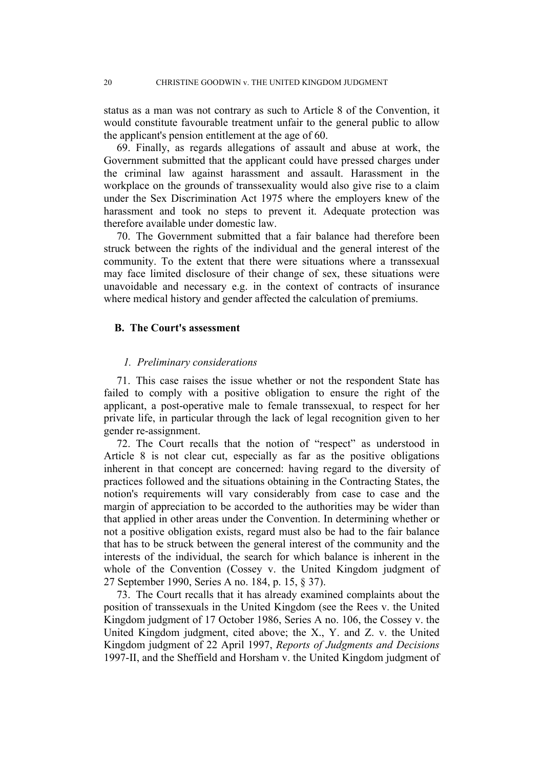status as a man was not contrary as such to Article 8 of the Convention, it would constitute favourable treatment unfair to the general public to allow the applicant's pension entitlement at the age of 60.

69. Finally, as regards allegations of assault and abuse at work, the Government submitted that the applicant could have pressed charges under the criminal law against harassment and assault. Harassment in the workplace on the grounds of transsexuality would also give rise to a claim under the Sex Discrimination Act 1975 where the employers knew of the harassment and took no steps to prevent it. Adequate protection was therefore available under domestic law.

70. The Government submitted that a fair balance had therefore been struck between the rights of the individual and the general interest of the community. To the extent that there were situations where a transsexual may face limited disclosure of their change of sex, these situations were unavoidable and necessary e.g. in the context of contracts of insurance where medical history and gender affected the calculation of premiums.

### B. The Court's assessment

#### *1. Preliminary considerations*

71. This case raises the issue whether or not the respondent State has failed to comply with a positive obligation to ensure the right of the applicant, a post-operative male to female transsexual, to respect for her private life, in particular through the lack of legal recognition given to her gender re-assignment.

72. The Court recalls that the notion of "respect" as understood in Article 8 is not clear cut, especially as far as the positive obligations inherent in that concept are concerned: having regard to the diversity of practices followed and the situations obtaining in the Contracting States, the notion's requirements will vary considerably from case to case and the margin of appreciation to be accorded to the authorities may be wider than that applied in other areas under the Convention. In determining whether or not a positive obligation exists, regard must also be had to the fair balance that has to be struck between the general interest of the community and the interests of the individual, the search for which balance is inherent in the whole of the Convention (Cossey v. the United Kingdom judgment of 27 September 1990, Series A no. 184, p. 15, § 37).

73. The Court recalls that it has already examined complaints about the position of transsexuals in the United Kingdom (see the Rees v. the United Kingdom judgment of 17 October 1986, Series A no. 106, the Cossey v. the United Kingdom judgment, cited above; the X., Y. and Z. v. the United Kingdom judgment of 22 April 1997, *Reports of Judgments and Decisions* 1997-II, and the Sheffield and Horsham v. the United Kingdom judgment of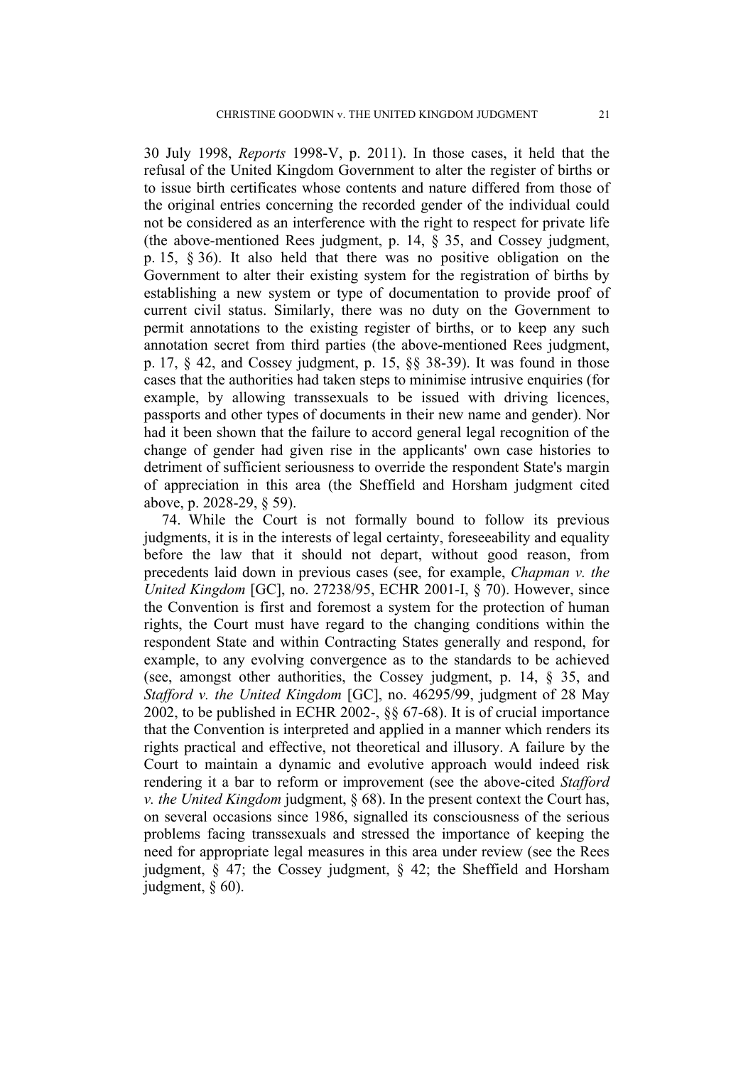30 July 1998, *Reports* 1998-V, p. 2011). In those cases, it held that the refusal of the United Kingdom Government to alter the register of births or to issue birth certificates whose contents and nature differed from those of the original entries concerning the recorded gender of the individual could not be considered as an interference with the right to respect for private life (the above-mentioned Rees judgment, p. 14, § 35, and Cossey judgment, p. 15, § 36). It also held that there was no positive obligation on the Government to alter their existing system for the registration of births by establishing a new system or type of documentation to provide proof of current civil status. Similarly, there was no duty on the Government to permit annotations to the existing register of births, or to keep any such annotation secret from third parties (the above-mentioned Rees judgment, p. 17, § 42, and Cossey judgment, p. 15, §§ 38-39). It was found in those cases that the authorities had taken steps to minimise intrusive enquiries (for example, by allowing transsexuals to be issued with driving licences, passports and other types of documents in their new name and gender). Nor had it been shown that the failure to accord general legal recognition of the change of gender had given rise in the applicants' own case histories to detriment of sufficient seriousness to override the respondent State's margin of appreciation in this area (the Sheffield and Horsham judgment cited above, p. 2028-29, § 59).

74. While the Court is not formally bound to follow its previous judgments, it is in the interests of legal certainty, foreseeability and equality before the law that it should not depart, without good reason, from precedents laid down in previous cases (see, for example, *Chapman v. the United Kingdom* [GC], no. 27238/95, ECHR 2001-I, § 70). However, since the Convention is first and foremost a system for the protection of human rights, the Court must have regard to the changing conditions within the respondent State and within Contracting States generally and respond, for example, to any evolving convergence as to the standards to be achieved (see, amongst other authorities, the Cossey judgment, p. 14, § 35, and *Stafford v. the United Kingdom* [GC], no. 46295/99, judgment of 28 May 2002, to be published in ECHR 2002-, §§ 67-68). It is of crucial importance that the Convention is interpreted and applied in a manner which renders its rights practical and effective, not theoretical and illusory. A failure by the Court to maintain a dynamic and evolutive approach would indeed risk rendering it a bar to reform or improvement (see the above-cited *Stafford v. the United Kingdom* judgment, § 68). In the present context the Court has, on several occasions since 1986, signalled its consciousness of the serious problems facing transsexuals and stressed the importance of keeping the need for appropriate legal measures in this area under review (see the Rees judgment, § 47; the Cossey judgment, § 42; the Sheffield and Horsham judgment, § 60).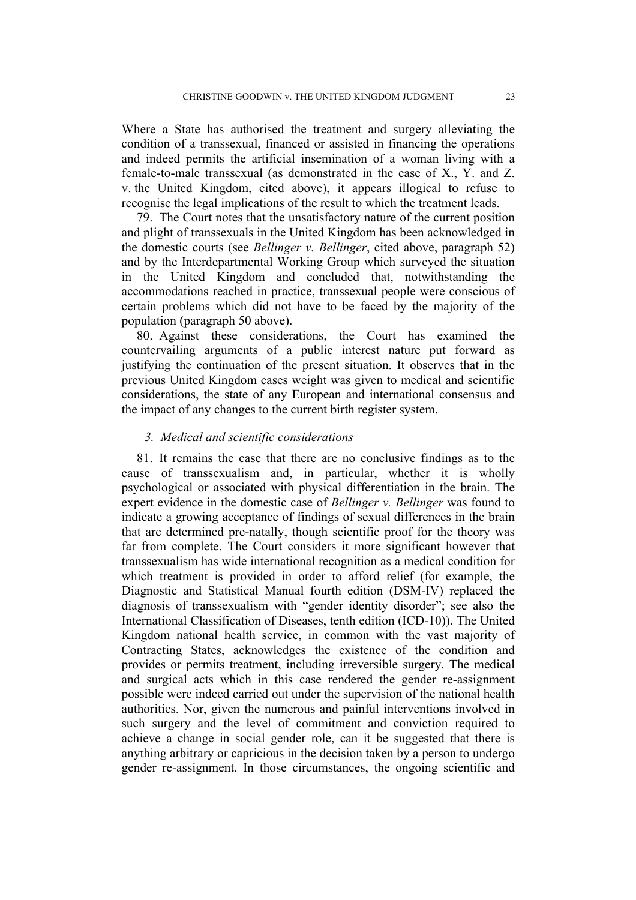Where a State has authorised the treatment and surgery alleviating the condition of a transsexual, financed or assisted in financing the operations and indeed permits the artificial insemination of a woman living with a female-to-male transsexual (as demonstrated in the case of X., Y. and Z. v. the United Kingdom, cited above), it appears illogical to refuse to recognise the legal implications of the result to which the treatment leads.

79. The Court notes that the unsatisfactory nature of the current position and plight of transsexuals in the United Kingdom has been acknowledged in the domestic courts (see *Bellinger v. Bellinger*, cited above, paragraph 52) and by the Interdepartmental Working Group which surveyed the situation in the United Kingdom and concluded that, notwithstanding the accommodations reached in practice, transsexual people were conscious of certain problems which did not have to be faced by the majority of the population (paragraph 50 above).

80. Against these considerations, the Court has examined the countervailing arguments of a public interest nature put forward as justifying the continuation of the present situation. It observes that in the previous United Kingdom cases weight was given to medical and scientific considerations, the state of any European and international consensus and the impact of any changes to the current birth register system.

### *3. Medical and scientific considerations*

81. It remains the case that there are no conclusive findings as to the cause of transsexualism and, in particular, whether it is wholly psychological or associated with physical differentiation in the brain. The expert evidence in the domestic case of *Bellinger v. Bellinger* was found to indicate a growing acceptance of findings of sexual differences in the brain that are determined pre-natally, though scientific proof for the theory was far from complete. The Court considers it more significant however that transsexualism has wide international recognition as a medical condition for which treatment is provided in order to afford relief (for example, the Diagnostic and Statistical Manual fourth edition (DSM-IV) replaced the diagnosis of transsexualism with "gender identity disorder"; see also the International Classification of Diseases, tenth edition (ICD-10)). The United Kingdom national health service, in common with the vast majority of Contracting States, acknowledges the existence of the condition and provides or permits treatment, including irreversible surgery. The medical and surgical acts which in this case rendered the gender re-assignment possible were indeed carried out under the supervision of the national health authorities. Nor, given the numerous and painful interventions involved in such surgery and the level of commitment and conviction required to achieve a change in social gender role, can it be suggested that there is anything arbitrary or capricious in the decision taken by a person to undergo gender re-assignment. In those circumstances, the ongoing scientific and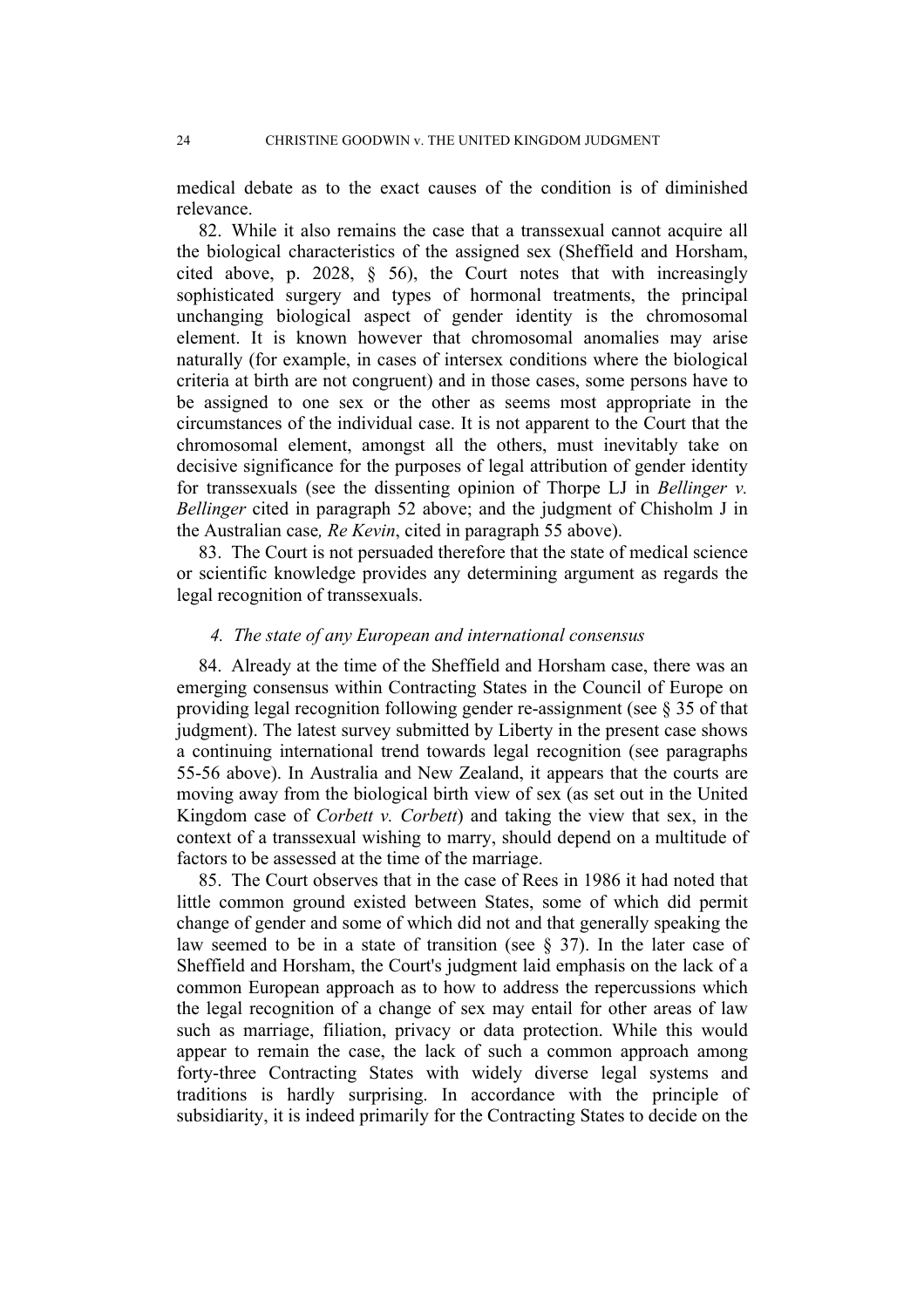medical debate as to the exact causes of the condition is of diminished relevance.

82. While it also remains the case that a transsexual cannot acquire all the biological characteristics of the assigned sex (Sheffield and Horsham, cited above, p. 2028, § 56), the Court notes that with increasingly sophisticated surgery and types of hormonal treatments, the principal unchanging biological aspect of gender identity is the chromosomal element. It is known however that chromosomal anomalies may arise naturally (for example, in cases of intersex conditions where the biological criteria at birth are not congruent) and in those cases, some persons have to be assigned to one sex or the other as seems most appropriate in the circumstances of the individual case. It is not apparent to the Court that the chromosomal element, amongst all the others, must inevitably take on decisive significance for the purposes of legal attribution of gender identity for transsexuals (see the dissenting opinion of Thorpe LJ in *Bellinger v. Bellinger* cited in paragraph 52 above; and the judgment of Chisholm J in the Australian case*, Re Kevin*, cited in paragraph 55 above).

83. The Court is not persuaded therefore that the state of medical science or scientific knowledge provides any determining argument as regards the legal recognition of transsexuals.

#### *4. The state of any European and international consensus*

84. Already at the time of the Sheffield and Horsham case, there was an emerging consensus within Contracting States in the Council of Europe on providing legal recognition following gender re-assignment (see § 35 of that judgment). The latest survey submitted by Liberty in the present case shows a continuing international trend towards legal recognition (see paragraphs 55-56 above). In Australia and New Zealand, it appears that the courts are moving away from the biological birth view of sex (as set out in the United Kingdom case of *Corbett v. Corbett*) and taking the view that sex, in the context of a transsexual wishing to marry, should depend on a multitude of factors to be assessed at the time of the marriage.

85. The Court observes that in the case of Rees in 1986 it had noted that little common ground existed between States, some of which did permit change of gender and some of which did not and that generally speaking the law seemed to be in a state of transition (see § 37). In the later case of Sheffield and Horsham, the Court's judgment laid emphasis on the lack of a common European approach as to how to address the repercussions which the legal recognition of a change of sex may entail for other areas of law such as marriage, filiation, privacy or data protection. While this would appear to remain the case, the lack of such a common approach among forty-three Contracting States with widely diverse legal systems and traditions is hardly surprising. In accordance with the principle of subsidiarity, it is indeed primarily for the Contracting States to decide on the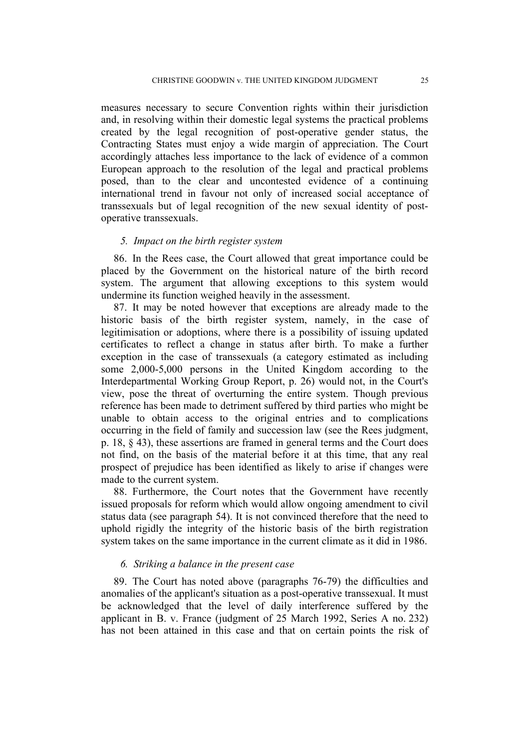measures necessary to secure Convention rights within their jurisdiction and, in resolving within their domestic legal systems the practical problems created by the legal recognition of post-operative gender status, the Contracting States must enjoy a wide margin of appreciation. The Court accordingly attaches less importance to the lack of evidence of a common European approach to the resolution of the legal and practical problems posed, than to the clear and uncontested evidence of a continuing international trend in favour not only of increased social acceptance of transsexuals but of legal recognition of the new sexual identity of post-operative transsexuals.

*5. Impact on the birth register system*

86. In the Rees case, the Court allowed that great importance could be placed by the Government on the historical nature of the birth record system. The argument that allowing exceptions to this system would undermine its function weighed heavily in the assessment.

87. It may be noted however that exceptions are already made to the historic basis of the birth register system, namely, in the case of legitimisation or adoptions, where there is a possibility of issuing updated certificates to reflect a change in status after birth. To make a further exception in the case of transsexuals (a category estimated as including some 2,000-5,000 persons in the United Kingdom according to the Interdepartmental Working Group Report, p. 26) would not, in the Court's view, pose the threat of overturning the entire system. Though previous reference has been made to detriment suffered by third parties who might be unable to obtain access to the original entries and to complications occurring in the field of family and succession law (see the Rees judgment, p. 18, § 43), these assertions are framed in general terms and the Court does not find, on the basis of the material before it at this time, that any real prospect of prejudice has been identified as likely to arise if changes were made to the current system.

88. Furthermore, the Court notes that the Government have recently issued proposals for reform which would allow ongoing amendment to civil status data (see paragraph 54). It is not convinced therefore that the need to uphold rigidly the integrity of the historic basis of the birth registration system takes on the same importance in the current climate as it did in 1986.

*6. Striking a balance in the present case*

89. The Court has noted above (paragraphs 76-79) the difficulties and anomalies of the applicant's situation as a post-operative transsexual. It must be acknowledged that the level of daily interference suffered by the applicant in B. v. France (judgment of 25 March 1992, Series A no. 232) has not been attained in this case and that on certain points the risk of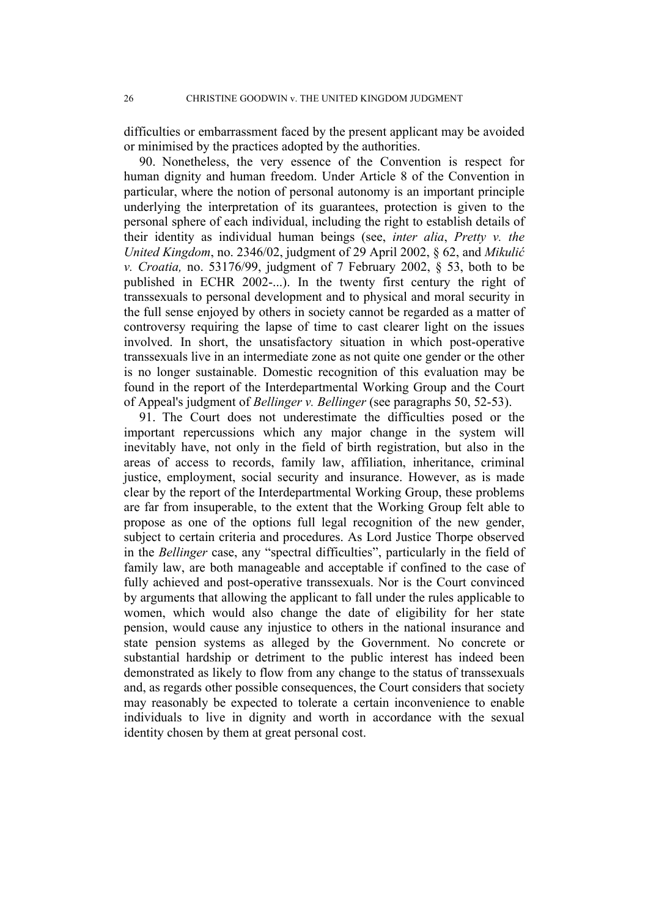difficulties or embarrassment faced by the present applicant may be avoided or minimised by the practices adopted by the authorities.

90. Nonetheless, the very essence of the Convention is respect for human dignity and human freedom. Under Article 8 of the Convention in particular, where the notion of personal autonomy is an important principle underlying the interpretation of its guarantees, protection is given to the personal sphere of each individual, including the right to establish details of their identity as individual human beings (see, *inter alia*, *Pretty v. the United Kingdom*, no. 2346/02, judgment of 29 April 2002, § 62, and *Mikulić v. Croatia,* no. 53176/99, judgment of 7 February 2002, § 53, both to be published in ECHR 2002-...). In the twenty first century the right of transsexuals to personal development and to physical and moral security in the full sense enjoyed by others in society cannot be regarded as a matter of controversy requiring the lapse of time to cast clearer light on the issues involved. In short, the unsatisfactory situation in which post-operative transsexuals live in an intermediate zone as not quite one gender or the other is no longer sustainable. Domestic recognition of this evaluation may be found in the report of the Interdepartmental Working Group and the Court of Appeal's judgment of *Bellinger v. Bellinger* (see paragraphs 50, 52-53).

91. The Court does not underestimate the difficulties posed or the important repercussions which any major change in the system will inevitably have, not only in the field of birth registration, but also in the areas of access to records, family law, affiliation, inheritance, criminal justice, employment, social security and insurance. However, as is made clear by the report of the Interdepartmental Working Group, these problems are far from insuperable, to the extent that the Working Group felt able to propose as one of the options full legal recognition of the new gender, subject to certain criteria and procedures. As Lord Justice Thorpe observed in the *Bellinger* case, any "spectral difficulties", particularly in the field of family law, are both manageable and acceptable if confined to the case of fully achieved and post-operative transsexuals. Nor is the Court convinced by arguments that allowing the applicant to fall under the rules applicable to women, which would also change the date of eligibility for her state pension, would cause any injustice to others in the national insurance and state pension systems as alleged by the Government. No concrete or substantial hardship or detriment to the public interest has indeed been demonstrated as likely to flow from any change to the status of transsexuals and, as regards other possible consequences, the Court considers that society may reasonably be expected to tolerate a certain inconvenience to enable individuals to live in dignity and worth in accordance with the sexual identity chosen by them at great personal cost.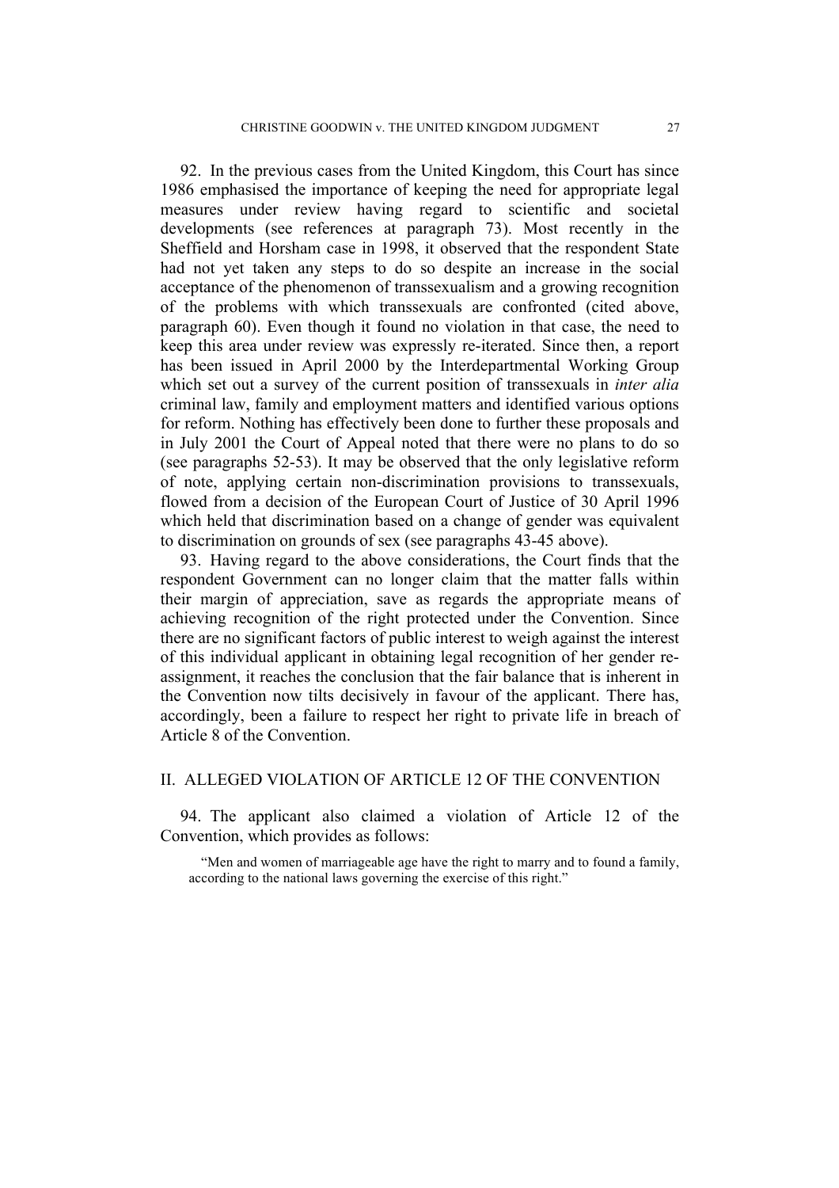92. In the previous cases from the United Kingdom, this Court has since 1986 emphasised the importance of keeping the need for appropriate legal measures under review having regard to scientific and societal developments (see references at paragraph 73). Most recently in the Sheffield and Horsham case in 1998, it observed that the respondent State had not yet taken any steps to do so despite an increase in the social acceptance of the phenomenon of transsexualism and a growing recognition of the problems with which transsexuals are confronted (cited above, paragraph 60). Even though it found no violation in that case, the need to keep this area under review was expressly re-iterated. Since then, a report has been issued in April 2000 by the Interdepartmental Working Group which set out a survey of the current position of transsexuals in *inter alia* criminal law, family and employment matters and identified various options for reform. Nothing has effectively been done to further these proposals and in July 2001 the Court of Appeal noted that there were no plans to do so (see paragraphs 52-53). It may be observed that the only legislative reform of note, applying certain non-discrimination provisions to transsexuals, flowed from a decision of the European Court of Justice of 30 April 1996 which held that discrimination based on a change of gender was equivalent to discrimination on grounds of sex (see paragraphs 43-45 above).

93. Having regard to the above considerations, the Court finds that the respondent Government can no longer claim that the matter falls within their margin of appreciation, save as regards the appropriate means of achieving recognition of the right protected under the Convention. Since there are no significant factors of public interest to weigh against the interest of this individual applicant in obtaining legal recognition of her gender re-assignment, it reaches the conclusion that the fair balance that is inherent in the Convention now tilts decisively in favour of the applicant. There has, accordingly, been a failure to respect her right to private life in breach of Article 8 of the Convention.

## II. ALLEGED VIOLATION OF ARTICLE 12 OF THE CONVENTION

94. The applicant also claimed a violation of Article 12 of the Convention, which provides as follows:

> "Men and women of marriageable age have the right to marry and to found a family, according to the national laws governing the exercise of this right."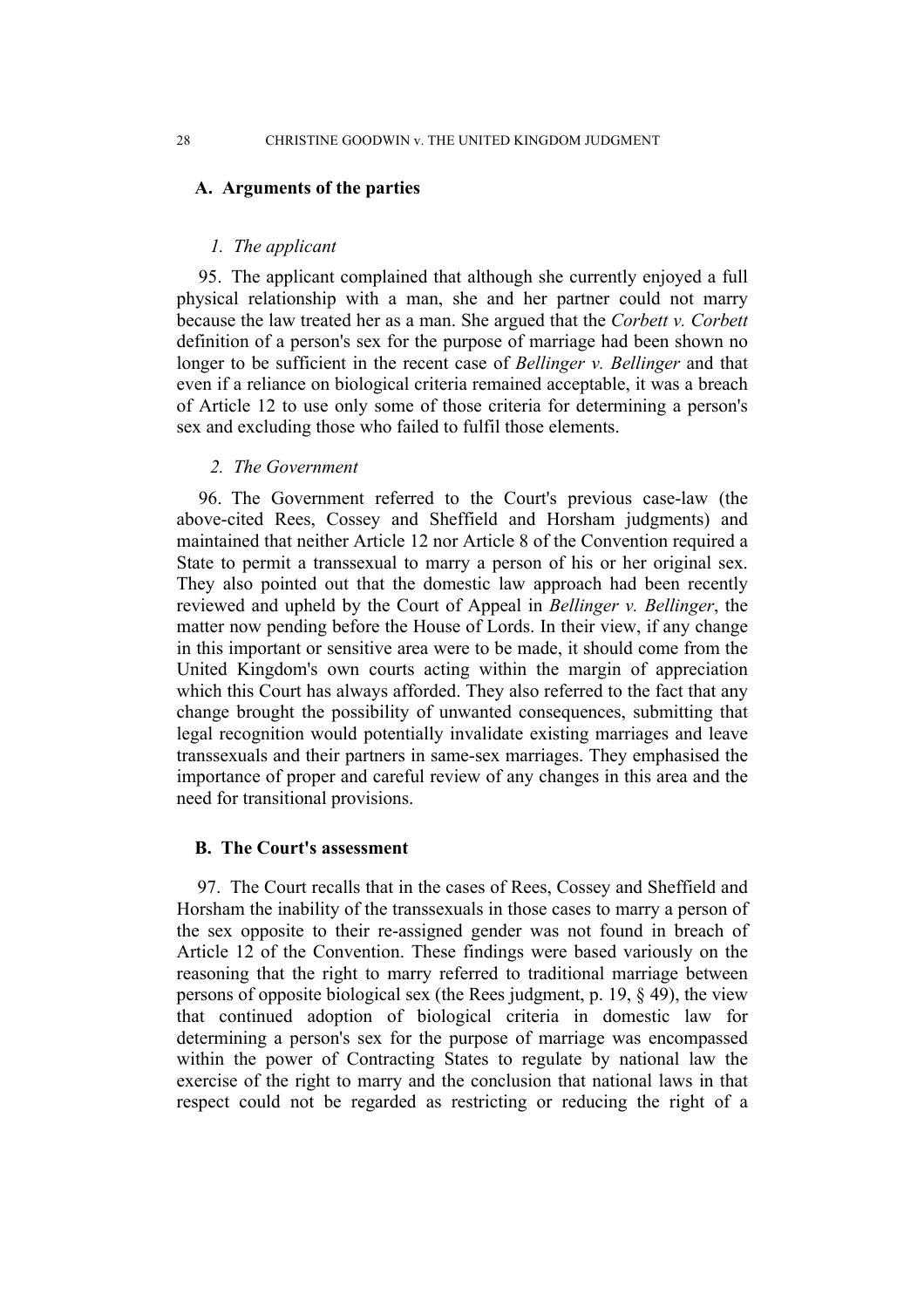### A. Arguments of the parties

#### *1. The applicant*

95. The applicant complained that although she currently enjoyed a full physical relationship with a man, she and her partner could not marry because the law treated her as a man. She argued that the *Corbett v. Corbett* definition of a person's sex for the purpose of marriage had been shown no longer to be sufficient in the recent case of *Bellinger v. Bellinger* and that even if a reliance on biological criteria remained acceptable, it was a breach of Article 12 to use only some of those criteria for determining a person's sex and excluding those who failed to fulfil those elements.

#### *2. The Government*

96. The Government referred to the Court's previous case-law (the above-cited Rees, Cossey and Sheffield and Horsham judgments) and maintained that neither Article 12 nor Article 8 of the Convention required a State to permit a transsexual to marry a person of his or her original sex. They also pointed out that the domestic law approach had been recently reviewed and upheld by the Court of Appeal in *Bellinger v. Bellinger*, the matter now pending before the House of Lords. In their view, if any change in this important or sensitive area were to be made, it should come from the United Kingdom's own courts acting within the margin of appreciation which this Court has always afforded. They also referred to the fact that any change brought the possibility of unwanted consequences, submitting that legal recognition would potentially invalidate existing marriages and leave transsexuals and their partners in same-sex marriages. They emphasised the importance of proper and careful review of any changes in this area and the need for transitional provisions.

### B. The Court's assessment

97. The Court recalls that in the cases of Rees, Cossey and Sheffield and Horsham the inability of the transsexuals in those cases to marry a person of the sex opposite to their re-assigned gender was not found in breach of Article 12 of the Convention. These findings were based variously on the reasoning that the right to marry referred to traditional marriage between persons of opposite biological sex (the Rees judgment, p. 19, § 49), the view that continued adoption of biological criteria in domestic law for determining a person's sex for the purpose of marriage was encompassed within the power of Contracting States to regulate by national law the exercise of the right to marry and the conclusion that national laws in that respect could not be regarded as restricting or reducing the right of a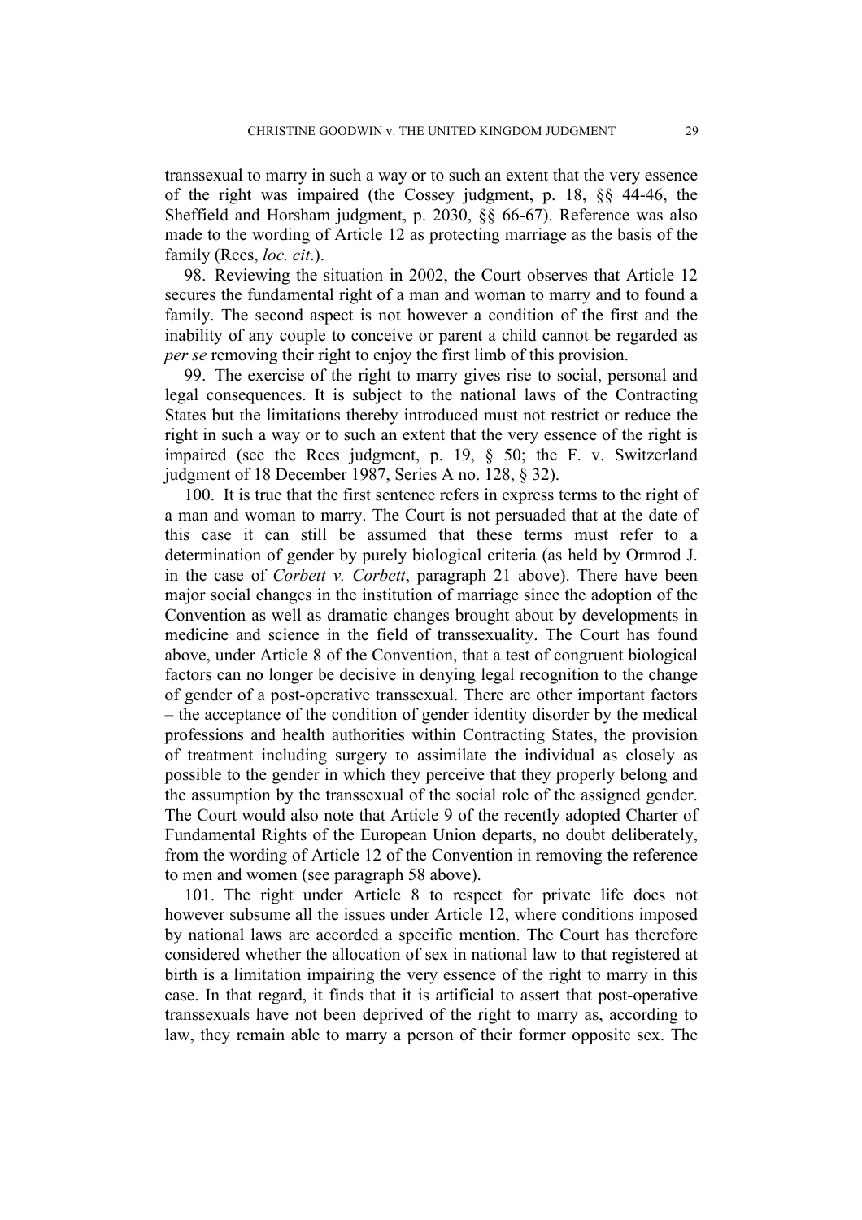transsexual to marry in such a way or to such an extent that the very essence of the right was impaired (the Cossey judgment, p. 18, §§ 44-46, the Sheffield and Horsham judgment, p. 2030, §§ 66-67). Reference was also made to the wording of Article 12 as protecting marriage as the basis of the family (Rees, *loc. cit*.).

98. Reviewing the situation in 2002, the Court observes that Article 12 secures the fundamental right of a man and woman to marry and to found a family. The second aspect is not however a condition of the first and the inability of any couple to conceive or parent a child cannot be regarded as *per se* removing their right to enjoy the first limb of this provision.

99. The exercise of the right to marry gives rise to social, personal and legal consequences. It is subject to the national laws of the Contracting States but the limitations thereby introduced must not restrict or reduce the right in such a way or to such an extent that the very essence of the right is impaired (see the Rees judgment, p. 19, § 50; the F. v. Switzerland judgment of 18 December 1987, Series A no. 128, § 32).

100. It is true that the first sentence refers in express terms to the right of a man and woman to marry. The Court is not persuaded that at the date of this case it can still be assumed that these terms must refer to a determination of gender by purely biological criteria (as held by Ormrod J. in the case of *Corbett v. Corbett*, paragraph 21 above). There have been major social changes in the institution of marriage since the adoption of the Convention as well as dramatic changes brought about by developments in medicine and science in the field of transsexuality. The Court has found above, under Article 8 of the Convention, that a test of congruent biological factors can no longer be decisive in denying legal recognition to the change of gender of a post-operative transsexual. There are other important factors – the acceptance of the condition of gender identity disorder by the medical professions and health authorities within Contracting States, the provision of treatment including surgery to assimilate the individual as closely as possible to the gender in which they perceive that they properly belong and the assumption by the transsexual of the social role of the assigned gender. The Court would also note that Article 9 of the recently adopted Charter of Fundamental Rights of the European Union departs, no doubt deliberately, from the wording of Article 12 of the Convention in removing the reference to men and women (see paragraph 58 above).

101. The right under Article 8 to respect for private life does not however subsume all the issues under Article 12, where conditions imposed by national laws are accorded a specific mention. The Court has therefore considered whether the allocation of sex in national law to that registered at birth is a limitation impairing the very essence of the right to marry in this case. In that regard, it finds that it is artificial to assert that post-operative transsexuals have not been deprived of the right to marry as, according to law, they remain able to marry a person of their former opposite sex. The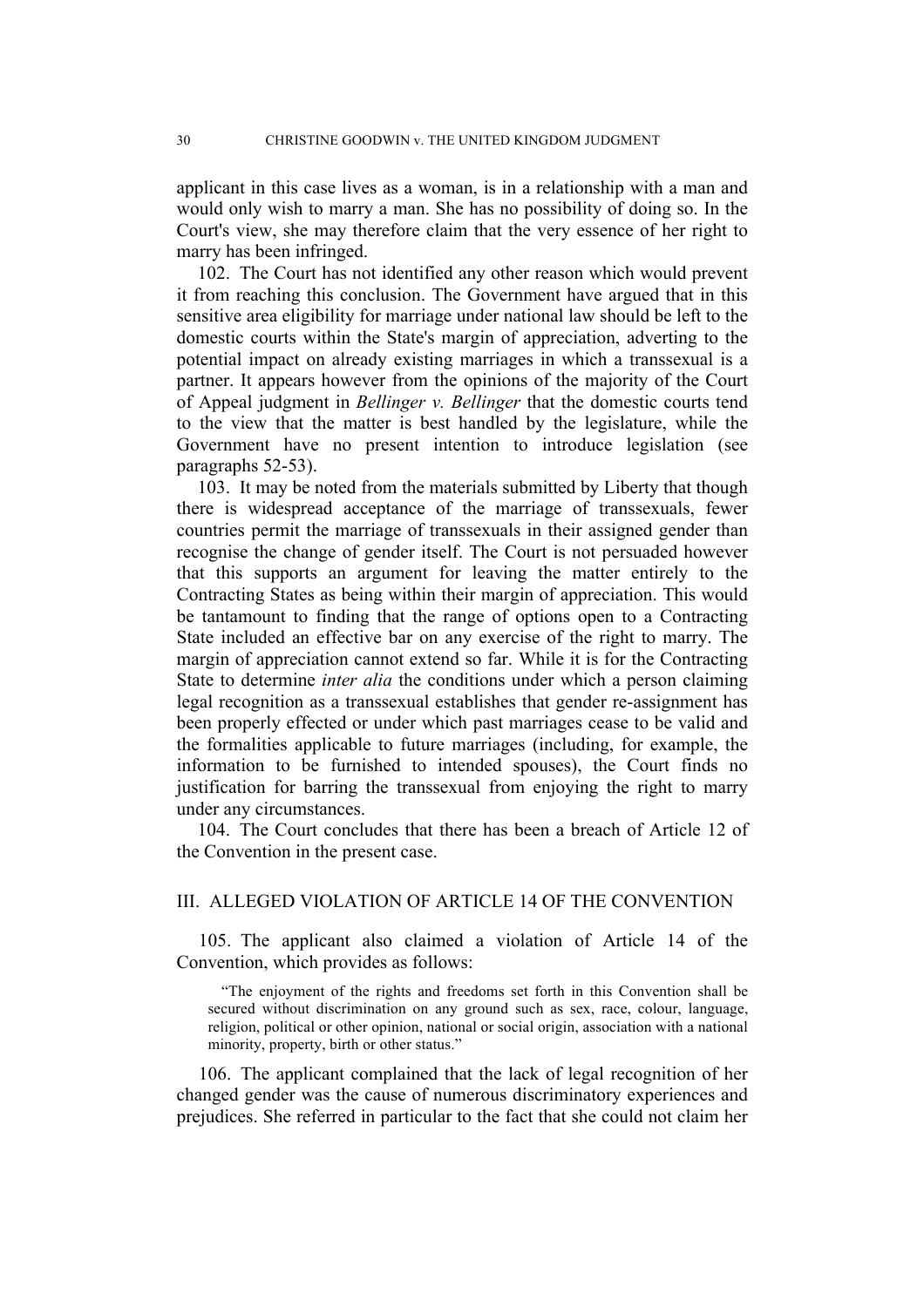applicant in this case lives as a woman, is in a relationship with a man and would only wish to marry a man. She has no possibility of doing so. In the Court's view, she may therefore claim that the very essence of her right to marry has been infringed.

102. The Court has not identified any other reason which would prevent it from reaching this conclusion. The Government have argued that in this sensitive area eligibility for marriage under national law should be left to the domestic courts within the State's margin of appreciation, adverting to the potential impact on already existing marriages in which a transsexual is a partner. It appears however from the opinions of the majority of the Court of Appeal judgment in *Bellinger v. Bellinger* that the domestic courts tend to the view that the matter is best handled by the legislature, while the Government have no present intention to introduce legislation (see paragraphs 52-53).

103. It may be noted from the materials submitted by Liberty that though there is widespread acceptance of the marriage of transsexuals, fewer countries permit the marriage of transsexuals in their assigned gender than recognise the change of gender itself. The Court is not persuaded however that this supports an argument for leaving the matter entirely to the Contracting States as being within their margin of appreciation. This would be tantamount to finding that the range of options open to a Contracting State included an effective bar on any exercise of the right to marry. The margin of appreciation cannot extend so far. While it is for the Contracting State to determine *inter alia* the conditions under which a person claiming legal recognition as a transsexual establishes that gender re-assignment has been properly effected or under which past marriages cease to be valid and the formalities applicable to future marriages (including, for example, the information to be furnished to intended spouses), the Court finds no justification for barring the transsexual from enjoying the right to marry under any circumstances.

104. The Court concludes that there has been a breach of Article 12 of the Convention in the present case.

## III. ALLEGED VIOLATION OF ARTICLE 14 OF THE CONVENTION

105. The applicant also claimed a violation of Article 14 of the Convention, which provides as follows:

> "The enjoyment of the rights and freedoms set forth in this Convention shall be secured without discrimination on any ground such as sex, race, colour, language, religion, political or other opinion, national or social origin, association with a national minority, property, birth or other status."

106. The applicant complained that the lack of legal recognition of her changed gender was the cause of numerous discriminatory experiences and prejudices. She referred in particular to the fact that she could not claim her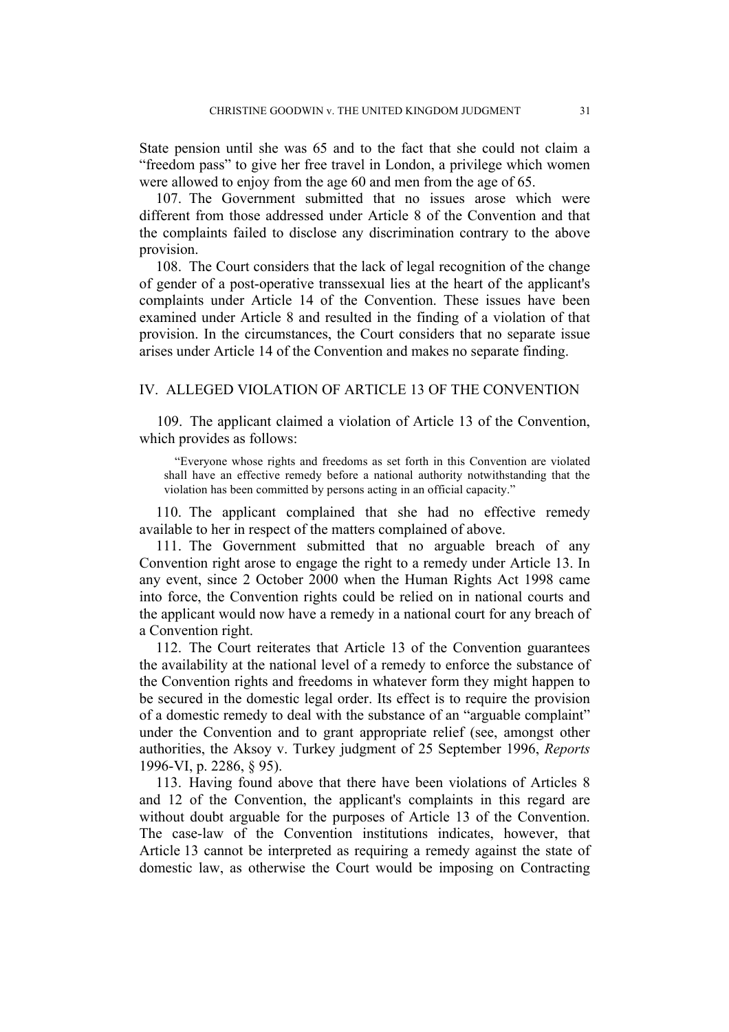State pension until she was 65 and to the fact that she could not claim a "freedom pass" to give her free travel in London, a privilege which women were allowed to enjoy from the age 60 and men from the age of 65.

107. The Government submitted that no issues arose which were different from those addressed under Article 8 of the Convention and that the complaints failed to disclose any discrimination contrary to the above provision.

108. The Court considers that the lack of legal recognition of the change of gender of a post-operative transsexual lies at the heart of the applicant's complaints under Article 14 of the Convention. These issues have been examined under Article 8 and resulted in the finding of a violation of that provision. In the circumstances, the Court considers that no separate issue arises under Article 14 of the Convention and makes no separate finding.

## IV. ALLEGED VIOLATION OF ARTICLE 13 OF THE CONVENTION

109. The applicant claimed a violation of Article 13 of the Convention, which provides as follows:

> "Everyone whose rights and freedoms as set forth in this Convention are violated shall have an effective remedy before a national authority notwithstanding that the violation has been committed by persons acting in an official capacity."

110. The applicant complained that she had no effective remedy available to her in respect of the matters complained of above.

111. The Government submitted that no arguable breach of any Convention right arose to engage the right to a remedy under Article 13. In any event, since 2 October 2000 when the Human Rights Act 1998 came into force, the Convention rights could be relied on in national courts and the applicant would now have a remedy in a national court for any breach of a Convention right.

112. The Court reiterates that Article 13 of the Convention guarantees the availability at the national level of a remedy to enforce the substance of the Convention rights and freedoms in whatever form they might happen to be secured in the domestic legal order. Its effect is to require the provision of a domestic remedy to deal with the substance of an "arguable complaint" under the Convention and to grant appropriate relief (see, amongst other authorities, the Aksoy v. Turkey judgment of 25 September 1996, *Reports* 1996-VI, p. 2286, § 95).

113. Having found above that there have been violations of Articles 8 and 12 of the Convention, the applicant's complaints in this regard are without doubt arguable for the purposes of Article 13 of the Convention. The case-law of the Convention institutions indicates, however, that Article 13 cannot be interpreted as requiring a remedy against the state of domestic law, as otherwise the Court would be imposing on Contracting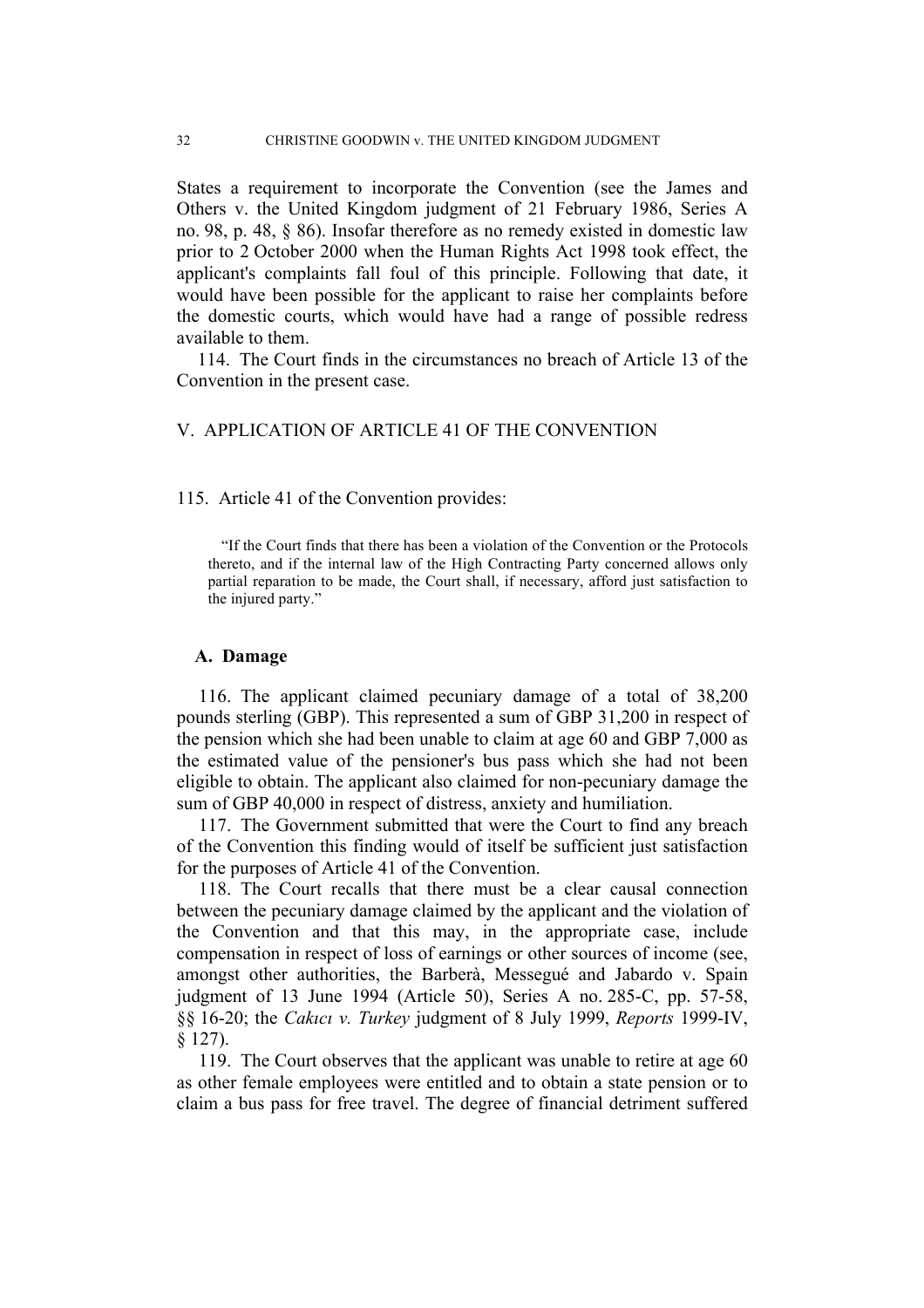States a requirement to incorporate the Convention (see the James and Others v. the United Kingdom judgment of 21 February 1986, Series A no. 98, p. 48, § 86). Insofar therefore as no remedy existed in domestic law prior to 2 October 2000 when the Human Rights Act 1998 took effect, the applicant's complaints fall foul of this principle. Following that date, it would have been possible for the applicant to raise her complaints before the domestic courts, which would have had a range of possible redress available to them.

114. The Court finds in the circumstances no breach of Article 13 of the Convention in the present case.

## V. APPLICATION OF ARTICLE 41 OF THE CONVENTION

115. Article 41 of the Convention provides:

> "If the Court finds that there has been a violation of the Convention or the Protocols thereto, and if the internal law of the High Contracting Party concerned allows only partial reparation to be made, the Court shall, if necessary, afford just satisfaction to the injured party."

### A. Damage

116. The applicant claimed pecuniary damage of a total of 38,200 pounds sterling (GBP). This represented a sum of GBP 31,200 in respect of the pension which she had been unable to claim at age 60 and GBP 7,000 as the estimated value of the pensioner's bus pass which she had not been eligible to obtain. The applicant also claimed for non-pecuniary damage the sum of GBP 40,000 in respect of distress, anxiety and humiliation.

117. The Government submitted that were the Court to find any breach of the Convention this finding would of itself be sufficient just satisfaction for the purposes of Article 41 of the Convention.

118. The Court recalls that there must be a clear causal connection between the pecuniary damage claimed by the applicant and the violation of the Convention and that this may, in the appropriate case, include compensation in respect of loss of earnings or other sources of income (see, amongst other authorities, the Barberà, Messegué and Jabardo v. Spain judgment of 13 June 1994 (Article 50), Series A no. 285-C, pp. 57-58, §§ 16-20; the *Cakıcı v. Turkey* judgment of 8 July 1999, *Reports* 1999-IV, § 127).

119. The Court observes that the applicant was unable to retire at age 60 as other female employees were entitled and to obtain a state pension or to claim a bus pass for free travel. The degree of financial detriment suffered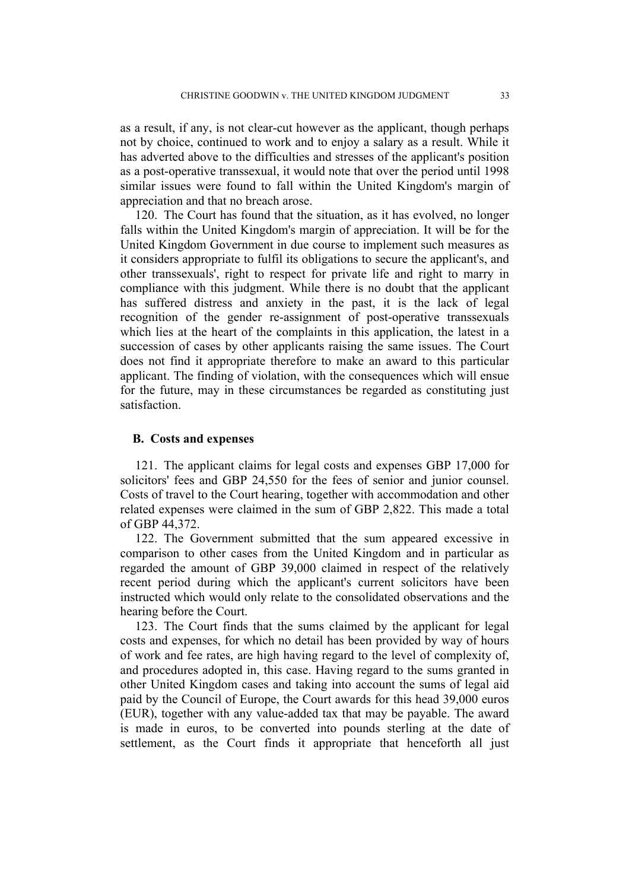as a result, if any, is not clear-cut however as the applicant, though perhaps not by choice, continued to work and to enjoy a salary as a result. While it has adverted above to the difficulties and stresses of the applicant's position as a post-operative transsexual, it would note that over the period until 1998 similar issues were found to fall within the United Kingdom's margin of appreciation and that no breach arose.

120. The Court has found that the situation, as it has evolved, no longer falls within the United Kingdom's margin of appreciation. It will be for the United Kingdom Government in due course to implement such measures as it considers appropriate to fulfil its obligations to secure the applicant's, and other transsexuals', right to respect for private life and right to marry in compliance with this judgment. While there is no doubt that the applicant has suffered distress and anxiety in the past, it is the lack of legal recognition of the gender re-assignment of post-operative transsexuals which lies at the heart of the complaints in this application, the latest in a succession of cases by other applicants raising the same issues. The Court does not find it appropriate therefore to make an award to this particular applicant. The finding of violation, with the consequences which will ensue for the future, may in these circumstances be regarded as constituting just satisfaction.

### B. Costs and expenses

121. The applicant claims for legal costs and expenses GBP 17,000 for solicitors' fees and GBP 24,550 for the fees of senior and junior counsel. Costs of travel to the Court hearing, together with accommodation and other related expenses were claimed in the sum of GBP 2,822. This made a total of GBP 44,372.

122. The Government submitted that the sum appeared excessive in comparison to other cases from the United Kingdom and in particular as regarded the amount of GBP 39,000 claimed in respect of the relatively recent period during which the applicant's current solicitors have been instructed which would only relate to the consolidated observations and the hearing before the Court.

123. The Court finds that the sums claimed by the applicant for legal costs and expenses, for which no detail has been provided by way of hours of work and fee rates, are high having regard to the level of complexity of, and procedures adopted in, this case. Having regard to the sums granted in other United Kingdom cases and taking into account the sums of legal aid paid by the Council of Europe, the Court awards for this head 39,000 euros (EUR), together with any value-added tax that may be payable. The award is made in euros, to be converted into pounds sterling at the date of settlement, as the Court finds it appropriate that henceforth all just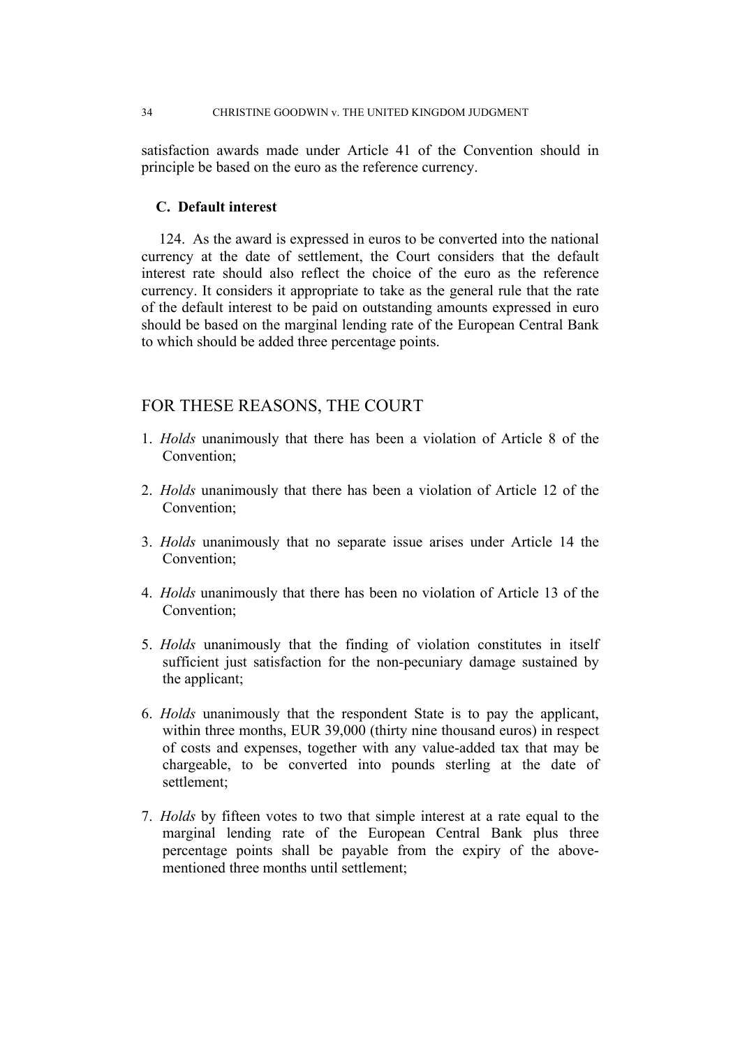satisfaction awards made under Article 41 of the Convention should in principle be based on the euro as the reference currency.

### C. Default interest

124. As the award is expressed in euros to be converted into the national currency at the date of settlement, the Court considers that the default interest rate should also reflect the choice of the euro as the reference currency. It considers it appropriate to take as the general rule that the rate of the default interest to be paid on outstanding amounts expressed in euro should be based on the marginal lending rate of the European Central Bank to which should be added three percentage points.

## FOR THESE REASONS, THE COURT

1. *Holds* unanimously that there has been a violation of Article 8 of the Convention;

2. *Holds* unanimously that there has been a violation of Article 12 of the Convention;

3. *Holds* unanimously that no separate issue arises under Article 14 the Convention;

4. *Holds* unanimously that there has been no violation of Article 13 of the Convention;

5. *Holds* unanimously that the finding of violation constitutes in itself sufficient just satisfaction for the non-pecuniary damage sustained by the applicant;

6. *Holds* unanimously that the respondent State is to pay the applicant, within three months, EUR 39,000 (thirty nine thousand euros) in respect of costs and expenses, together with any value-added tax that may be chargeable, to be converted into pounds sterling at the date of settlement;

7. *Holds* by fifteen votes to two that simple interest at a rate equal to the marginal lending rate of the European Central Bank plus three percentage points shall be payable from the expiry of the above-mentioned three months until settlement;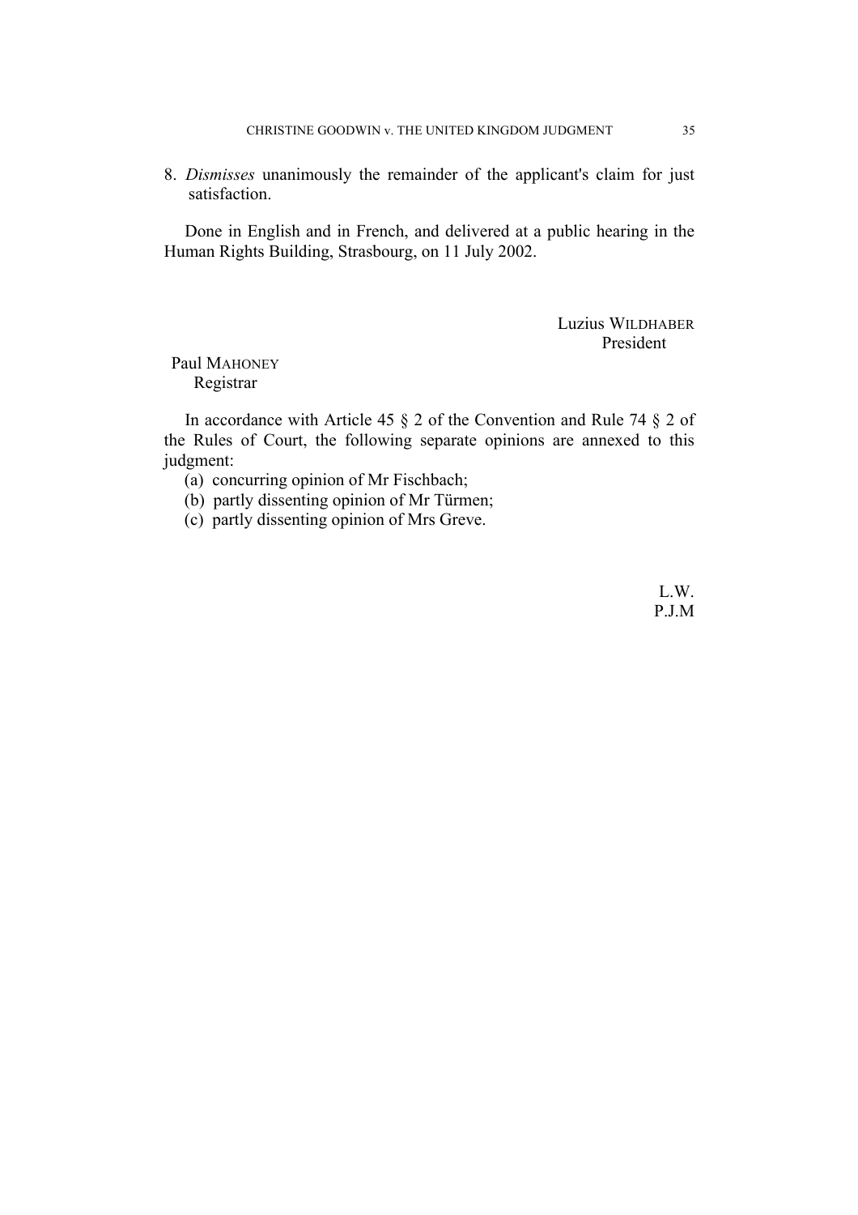8. *Dismisses* unanimously the remainder of the applicant's claim for just satisfaction.

Done in English and in French, and delivered at a public hearing in the Human Rights Building, Strasbourg, on 11 July 2002.

Luzius WILDHABER
President

Paul MAHONEY
Registrar

In accordance with Article 45 § 2 of the Convention and Rule 74 § 2 of the Rules of Court, the following separate opinions are annexed to this judgment:

(a) concurring opinion of Mr Fischbach;
(b) partly dissenting opinion of Mr Türmen;
(c) partly dissenting opinion of Mrs Greve.

L.W.
P.J.M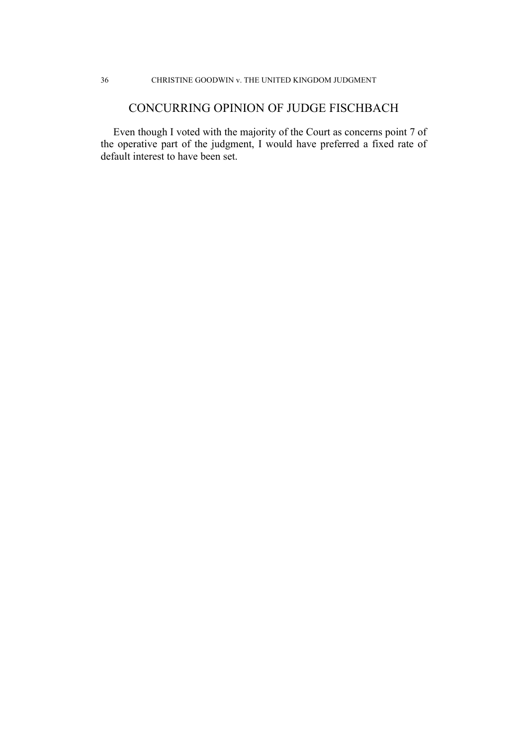## CONCURRING OPINION OF JUDGE FISCHBACH

Even though I voted with the majority of the Court as concerns point 7 of the operative part of the judgment, I would have preferred a fixed rate of default interest to have been set.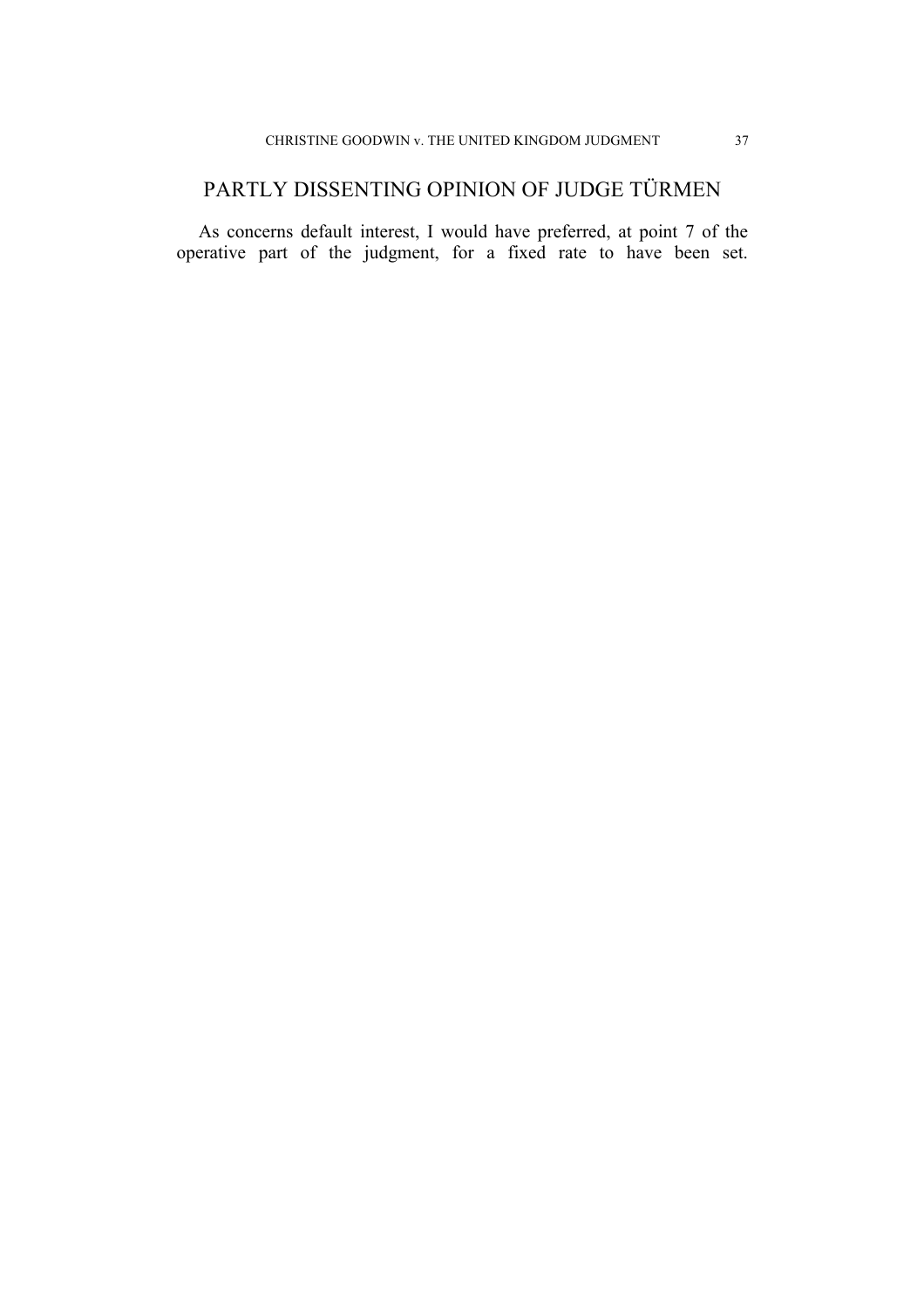## PARTLY DISSENTING OPINION OF JUDGE TÜRMEN

As concerns default interest, I would have preferred, at point 7 of the operative part of the judgment, for a fixed rate to have been set.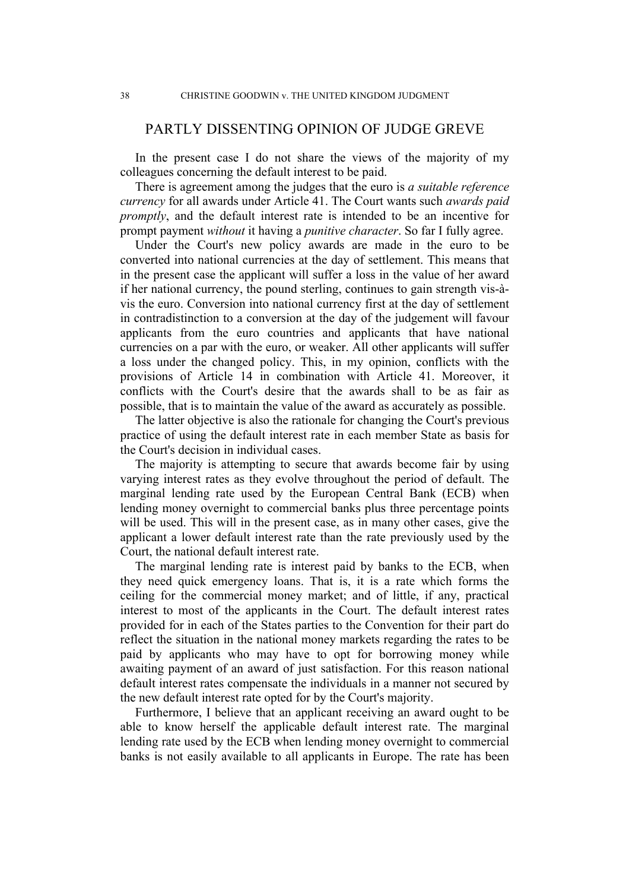## PARTLY DISSENTING OPINION OF JUDGE GREVE

In the present case I do not share the views of the majority of my colleagues concerning the default interest to be paid.

There is agreement among the judges that the euro is *a suitable reference currency* for all awards under Article 41. The Court wants such *awards paid promptly*, and the default interest rate is intended to be an incentive for prompt payment *without* it having a *punitive character*. So far I fully agree.

Under the Court's new policy awards are made in the euro to be converted into national currencies at the day of settlement. This means that in the present case the applicant will suffer a loss in the value of her award if her national currency, the pound sterling, continues to gain strength vis-à-vis the euro. Conversion into national currency first at the day of settlement in contradistinction to a conversion at the day of the judgement will favour applicants from the euro countries and applicants that have national currencies on a par with the euro, or weaker. All other applicants will suffer a loss under the changed policy. This, in my opinion, conflicts with the provisions of Article 14 in combination with Article 41. Moreover, it conflicts with the Court's desire that the awards shall to be as fair as possible, that is to maintain the value of the award as accurately as possible.

The latter objective is also the rationale for changing the Court's previous practice of using the default interest rate in each member State as basis for the Court's decision in individual cases.

The majority is attempting to secure that awards become fair by using varying interest rates as they evolve throughout the period of default. The marginal lending rate used by the European Central Bank (ECB) when lending money overnight to commercial banks plus three percentage points will be used. This will in the present case, as in many other cases, give the applicant a lower default interest rate than the rate previously used by the Court, the national default interest rate.

The marginal lending rate is interest paid by banks to the ECB, when they need quick emergency loans. That is, it is a rate which forms the ceiling for the commercial money market; and of little, if any, practical interest to most of the applicants in the Court. The default interest rates provided for in each of the States parties to the Convention for their part do reflect the situation in the national money markets regarding the rates to be paid by applicants who may have to opt for borrowing money while awaiting payment of an award of just satisfaction. For this reason national default interest rates compensate the individuals in a manner not secured by the new default interest rate opted for by the Court's majority.

Furthermore, I believe that an applicant receiving an award ought to be able to know herself the applicable default interest rate. The marginal lending rate used by the ECB when lending money overnight to commercial banks is not easily available to all applicants in Europe. The rate has been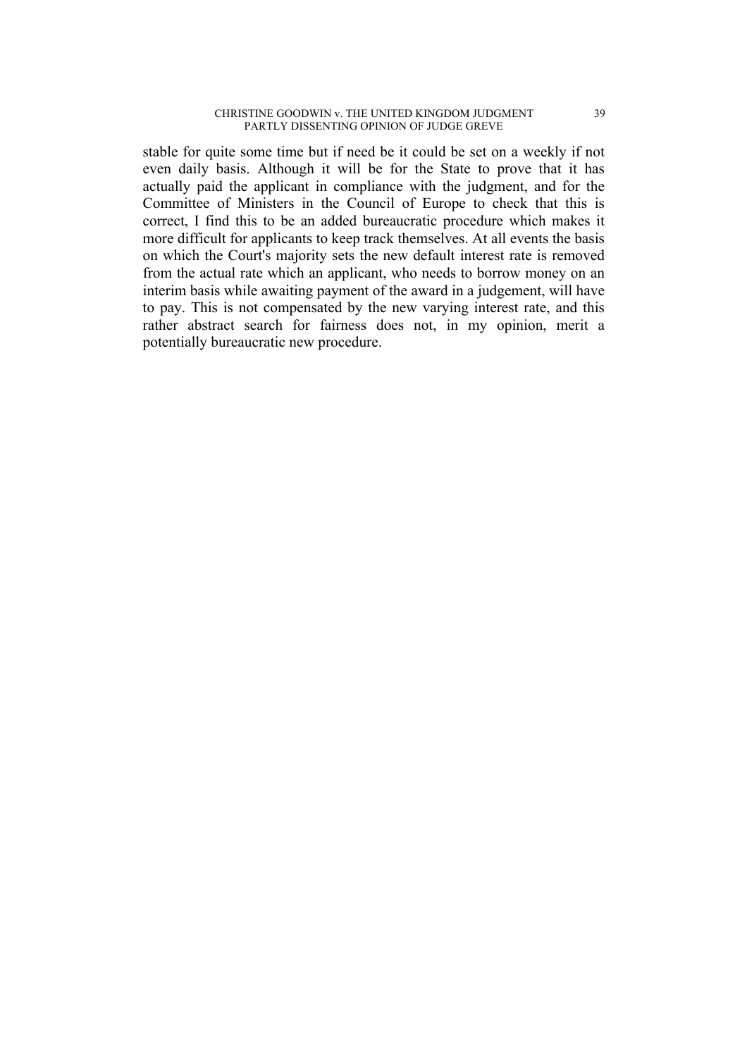stable for quite some time but if need be it could be set on a weekly if not even daily basis. Although it will be for the State to prove that it has actually paid the applicant in compliance with the judgment, and for the Committee of Ministers in the Council of Europe to check that this is correct, I find this to be an added bureaucratic procedure which makes it more difficult for applicants to keep track themselves. At all events the basis on which the Court's majority sets the new default interest rate is removed from the actual rate which an applicant, who needs to borrow money on an interim basis while awaiting payment of the award in a judgement, will have to pay. This is not compensated by the new varying interest rate, and this rather abstract search for fairness does not, in my opinion, merit a potentially bureaucratic new procedure.